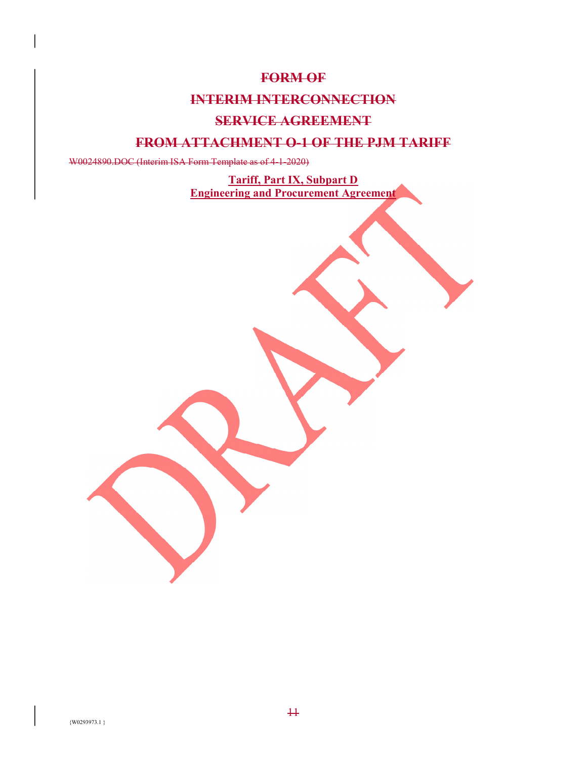~~**FORM OF**~~

~~**INTERIM INTERCONNECTION**~~

~~**SERVICE AGREEMENT**~~

~~**FROM ATTACHMENT O-1 OF THE PJM TARIFF**~~

~~W0024890.DOC (Interim ISA Form Template as of 4-1-2020)~~

**Tariff, Part IX, Subpart D**
**Engineering and Procurement Agreement**

DRAFT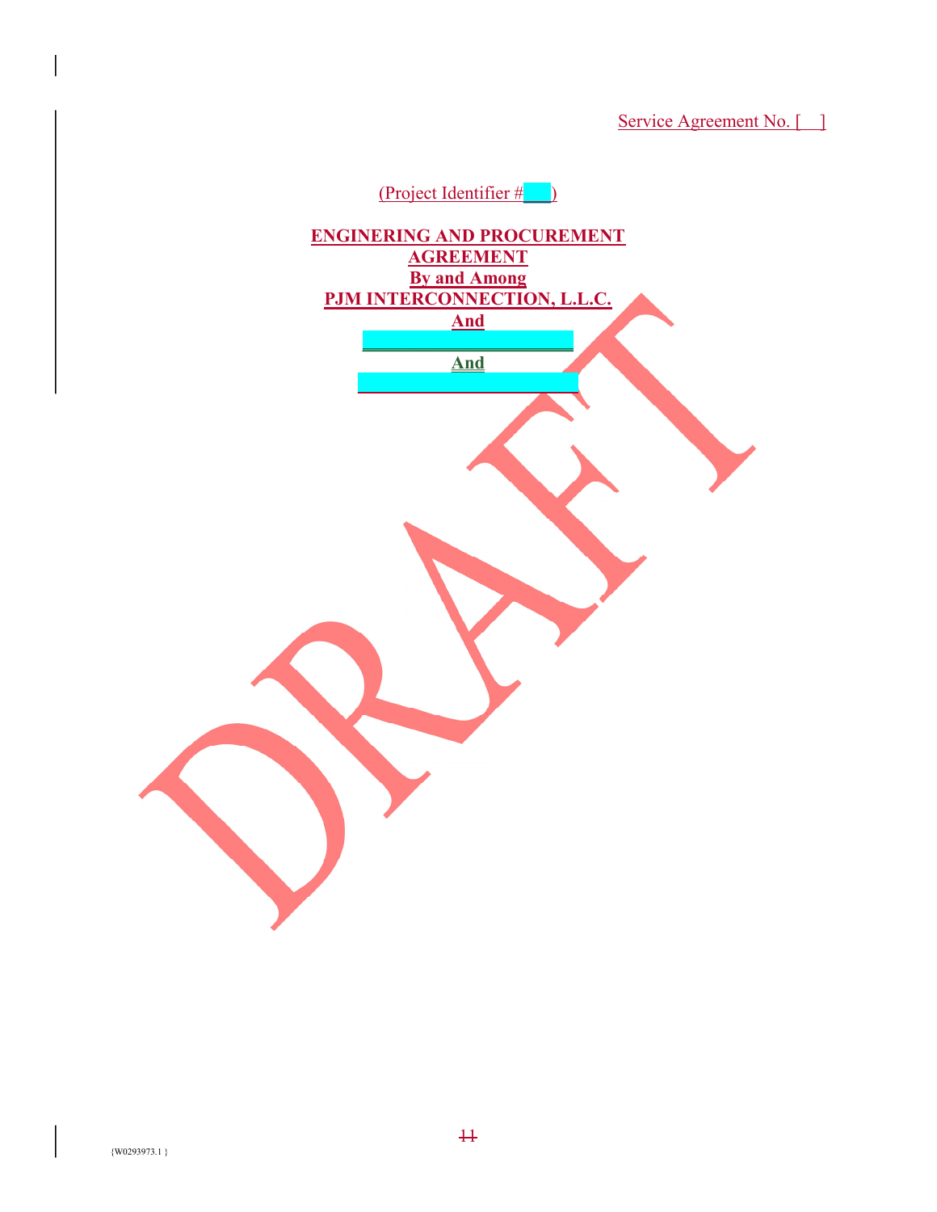Service Agreement No. [ ]

(Project Identifier # )

**ENGINERING AND PROCUREMENT AGREEMENT**

**By and Among**

**PJM INTERCONNECTION, L.L.C.**

**And**

**And**

DRAFT

{W0293973.1 }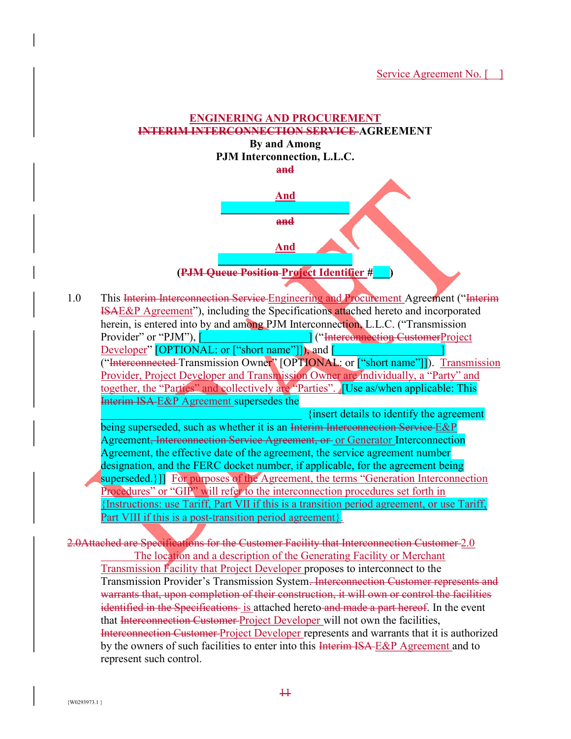Service Agreement No. [ ]

**ENGINERING AND PROCUREMENT**
~~**INTERIM INTERCONNECTION SERVICE**~~ **AGREEMENT**
**By and Among**
**PJM Interconnection, L.L.C.**
~~**and**~~

**And**
**________________________**
~~**and**~~

**And**
**________________________**
**(~~PJM Queue Position~~ Project Identifier #___)**

1.0 This ~~Interim Interconnection Service~~ Engineering and Procurement Agreement ("~~Interim ISA~~E&P Agreement"), including the Specifications attached hereto and incorporated herein, is entered into by and among PJM Interconnection, L.L.C. ("Transmission Provider" or "PJM"), [____________________] ("~~Interconnection Customer~~Project Developer" [OPTIONAL: or ["short name"]]), and [____________________] ("~~Interconnected~~ Transmission Owner" [OPTIONAL: or ["short name"]]). Transmission Provider, Project Developer and Transmission Owner are individually, a "Party" and together, the "Parties" and collectively are "Parties". [Use as/when applicable: This ~~Interim ISA~~ E&P Agreement supersedes the ____________________________________ {insert details to identify the agreement being superseded, such as whether it is an ~~Interim Interconnection Service~~ E&P Agreement~~, Interconnection Service Agreement, or~~ or Generator Interconnection Agreement, the effective date of the agreement, the service agreement number designation, and the FERC docket number, if applicable, for the agreement being superseded.}]] For purposes of the Agreement, the terms "Generation Interconnection Procedures" or "GIP" will refer to the interconnection procedures set forth in {Instructions: use Tariff, Part VII if this is a transition period agreement, or use Tariff, Part VIII if this is a post-transition period agreement}.

~~2.0Attached are Specifications for the Customer Facility that Interconnection Customer~~ 2.0 The location and a description of the Generating Facility or Merchant Transmission Facility that Project Developer proposes to interconnect to the Transmission Provider's Transmission System~~. Interconnection Customer represents and warrants that, upon completion of their construction, it will own or control the facilities identified in the Specifications~~ is attached hereto ~~and made a part hereof~~. In the event that ~~Interconnection Customer~~ Project Developer will not own the facilities, ~~Interconnection Customer~~ Project Developer represents and warrants that it is authorized by the owners of such facilities to enter into this ~~Interim ISA~~ E&P Agreement and to represent such control.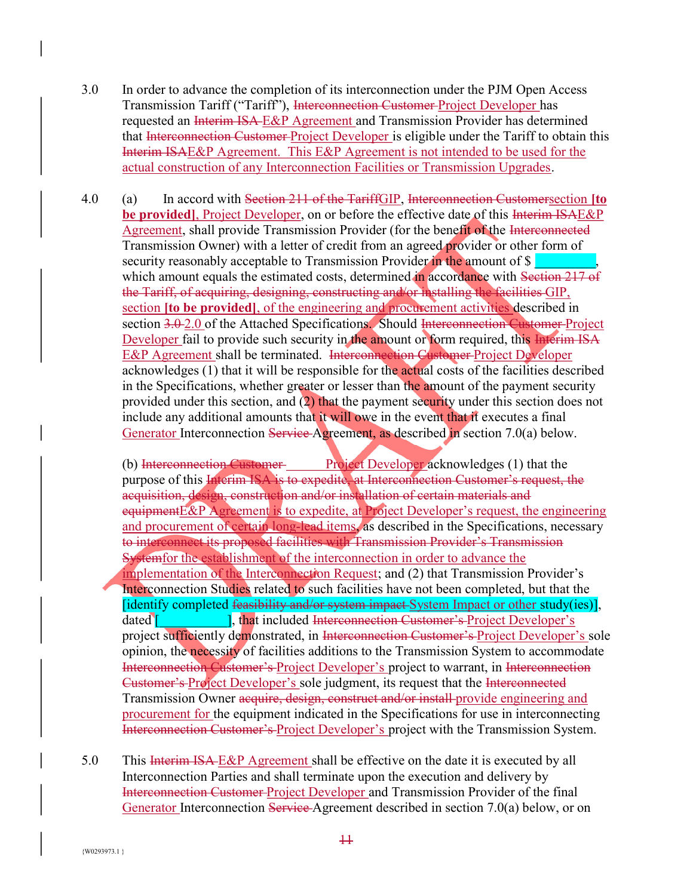3.0 In order to advance the completion of its interconnection under the PJM Open Access Transmission Tariff (“Tariff”), ~~Interconnection Customer~~ Project Developer has requested an ~~Interim ISA~~ E&P Agreement and Transmission Provider has determined that ~~Interconnection Customer~~ Project Developer is eligible under the Tariff to obtain this ~~Interim ISA~~E&P Agreement. This E&P Agreement is not intended to be used for the actual construction of any Interconnection Facilities or Transmission Upgrades.

4.0 (a) In accord with ~~Section 211 of the Tariff~~GIP, ~~Interconnection Customer~~section **[to be provided]**, Project Developer, on or before the effective date of this ~~Interim ISA~~E&P Agreement, shall provide Transmission Provider (for the benefit of the ~~Interconnected~~ Transmission Owner) with a letter of credit from an agreed provider or other form of security reasonably acceptable to Transmission Provider in the amount of $ \_\_\_\_\_\_\_\_\_, which amount equals the estimated costs, determined in accordance with ~~Section 217 of the Tariff, of acquiring, designing, constructing and/or installing the facilities~~ GIP, section **[to be provided]**, of the engineering and procurement activities described in section ~~3.0~~ 2.0 of the Attached Specifications. Should ~~Interconnection Customer~~ Project Developer fail to provide such security in the amount or form required, this ~~Interim ISA~~ E&P Agreement shall be terminated. ~~Interconnection Customer~~ Project Developer acknowledges (1) that it will be responsible for the actual costs of the facilities described in the Specifications, whether greater or lesser than the amount of the payment security provided under this section, and (2) that the payment security under this section does not include any additional amounts that it will owe in the event that it executes a final Generator Interconnection ~~Service~~ Agreement, as described in section 7.0(a) below.

(b) ~~Interconnection Customer~~ Project Developer acknowledges (1) that the purpose of this ~~Interim ISA is to expedite, at Interconnection Customer’s request, the acquisition, design, construction and/or installation of certain materials and equipment~~E&P Agreement is to expedite, at Project Developer’s request, the engineering and procurement of certain long-lead items, as described in the Specifications, necessary ~~to interconnect its proposed facilities with Transmission Provider’s Transmission System~~for the establishment of the interconnection in order to advance the implementation of the Interconnection Request; and (2) that Transmission Provider’s Interconnection Studies related to such facilities have not been completed, but that the [identify completed ~~feasibility and/or system impact~~ System Impact or other study(ies)], dated [\_\_\_\_\_\_\_\_\_\_\_], that included ~~Interconnection Customer’s~~ Project Developer’s project sufficiently demonstrated, in ~~Interconnection Customer’s~~ Project Developer’s sole opinion, the necessity of facilities additions to the Transmission System to accommodate ~~Interconnection Customer’s~~ Project Developer’s project to warrant, in ~~Interconnection Customer’s~~ Project Developer’s sole judgment, its request that the ~~Interconnected~~ Transmission Owner ~~acquire, design, construct and/or install~~ provide engineering and procurement for the equipment indicated in the Specifications for use in interconnecting ~~Interconnection Customer’s~~ Project Developer’s project with the Transmission System.

5.0 This ~~Interim ISA~~ E&P Agreement shall be effective on the date it is executed by all Interconnection Parties and shall terminate upon the execution and delivery by ~~Interconnection Customer~~ Project Developer and Transmission Provider of the final Generator Interconnection ~~Service~~ Agreement described in section 7.0(a) below, or on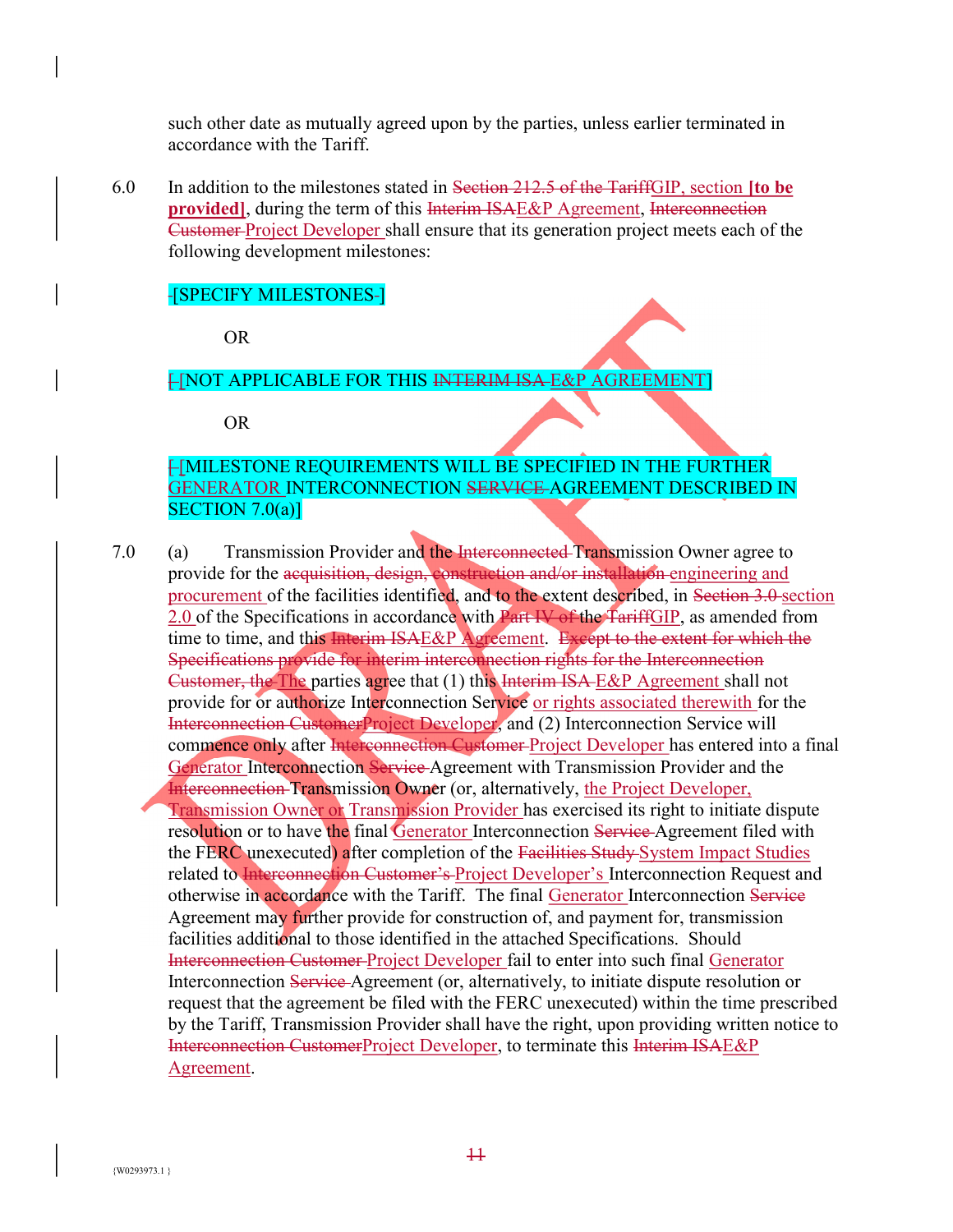such other date as mutually agreed upon by the parties, unless earlier terminated in accordance with the Tariff.

6.0 In addition to the milestones stated in ~~Section 212.5 of the Tariff~~GIP, section **[to be provided]**, during the term of this ~~Interim ISA~~E&P Agreement, ~~Interconnection Customer~~ Project Developer shall ensure that its generation project meets each of the following development milestones:

~~-~~[SPECIFY MILESTONES~~-~~]

OR

~~[~~ [NOT APPLICABLE FOR THIS ~~INTERIM ISA~~ E&P AGREEMENT]

OR

~~[~~ [MILESTONE REQUIREMENTS WILL BE SPECIFIED IN THE FURTHER GENERATOR INTERCONNECTION ~~SERVICE~~ AGREEMENT DESCRIBED IN SECTION 7.0(a)]

7.0 (a) Transmission Provider and the ~~Interconnected~~ Transmission Owner agree to provide for the ~~acquisition, design, construction and/or installation~~ engineering and procurement of the facilities identified, and to the extent described, in ~~Section 3.0~~ section 2.0 of the Specifications in accordance with ~~Part IV of~~ the ~~Tariff~~GIP, as amended from time to time, and this ~~Interim ISA~~E&P Agreement. ~~Except to the extent for which the Specifications provide for interim interconnection rights for the Interconnection Customer, the~~ The parties agree that (1) this ~~Interim ISA~~ E&P Agreement shall not provide for or authorize Interconnection Service or rights associated therewith for the ~~Interconnection Customer~~Project Developer, and (2) Interconnection Service will commence only after ~~Interconnection Customer~~ Project Developer has entered into a final Generator Interconnection ~~Service~~ Agreement with Transmission Provider and the ~~Interconnection~~ Transmission Owner (or, alternatively, the Project Developer, Transmission Owner or Transmission Provider has exercised its right to initiate dispute resolution or to have the final Generator Interconnection ~~Service~~ Agreement filed with the FERC unexecuted) after completion of the ~~Facilities Study~~ System Impact Studies related to ~~Interconnection Customer's~~ Project Developer's Interconnection Request and otherwise in accordance with the Tariff. The final Generator Interconnection ~~Service~~ Agreement may further provide for construction of, and payment for, transmission facilities additional to those identified in the attached Specifications. Should ~~Interconnection Customer~~ Project Developer fail to enter into such final Generator Interconnection ~~Service~~ Agreement (or, alternatively, to initiate dispute resolution or request that the agreement be filed with the FERC unexecuted) within the time prescribed by the Tariff, Transmission Provider shall have the right, upon providing written notice to ~~Interconnection Customer~~Project Developer, to terminate this ~~Interim ISA~~E&P Agreement.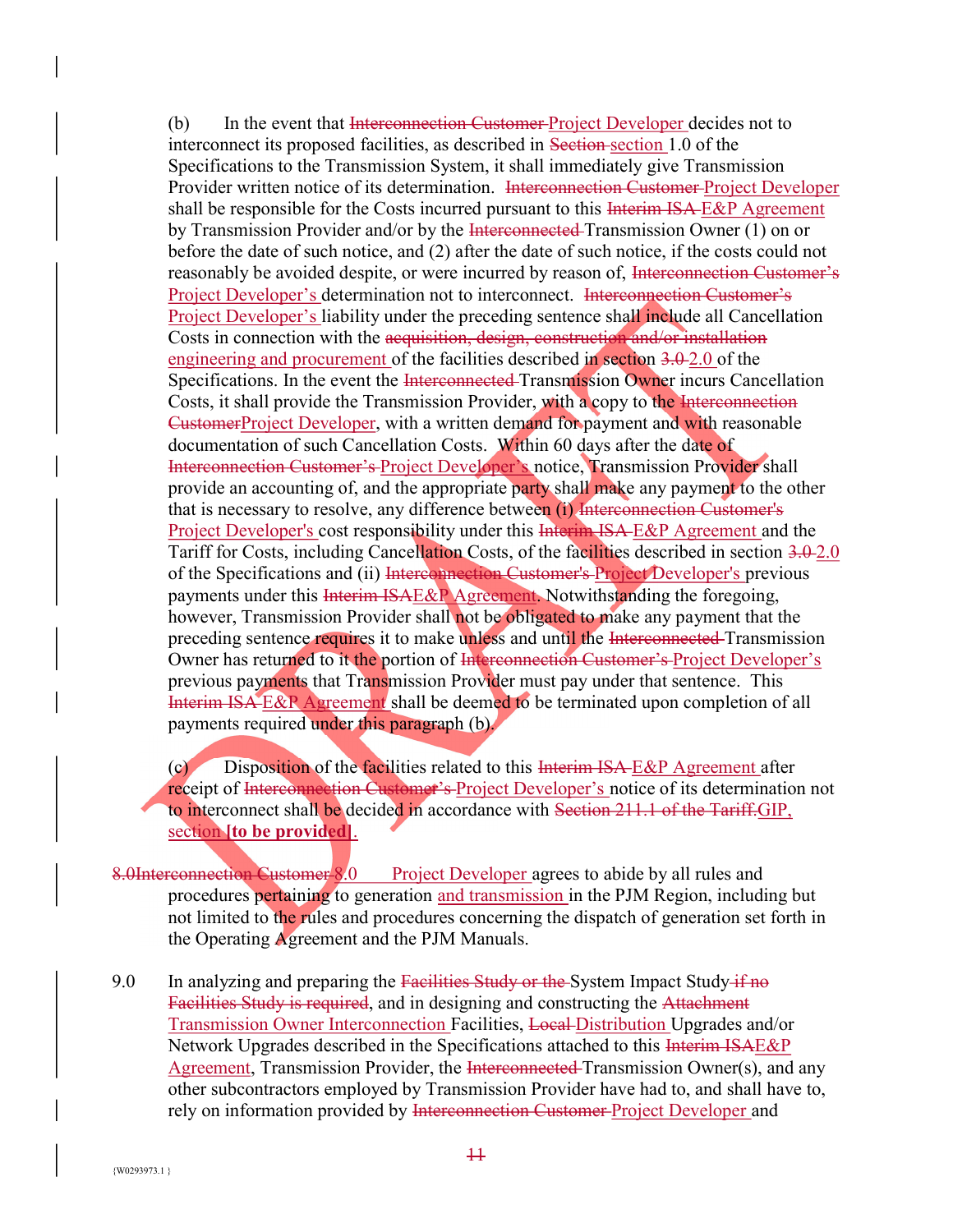(b) In the event that ~~Interconnection Customer~~ Project Developer decides not to interconnect its proposed facilities, as described in ~~Section~~ section 1.0 of the Specifications to the Transmission System, it shall immediately give Transmission Provider written notice of its determination. ~~Interconnection Customer~~ Project Developer shall be responsible for the Costs incurred pursuant to this ~~Interim ISA~~ E&P Agreement by Transmission Provider and/or by the ~~Interconnected~~ Transmission Owner (1) on or before the date of such notice, and (2) after the date of such notice, if the costs could not reasonably be avoided despite, or were incurred by reason of, ~~Interconnection Customer's~~ Project Developer's determination not to interconnect. ~~Interconnection Customer's~~ Project Developer's liability under the preceding sentence shall include all Cancellation Costs in connection with the ~~acquisition, design, construction and/or installation~~ engineering and procurement of the facilities described in section ~~3.0~~ 2.0 of the Specifications. In the event the ~~Interconnected~~ Transmission Owner incurs Cancellation Costs, it shall provide the Transmission Provider, with a copy to the ~~Interconnection Customer~~Project Developer, with a written demand for payment and with reasonable documentation of such Cancellation Costs. Within 60 days after the date of ~~Interconnection Customer's~~ Project Developer's notice, Transmission Provider shall provide an accounting of, and the appropriate party shall make any payment to the other that is necessary to resolve, any difference between (i) ~~Interconnection Customer's~~ Project Developer's cost responsibility under this ~~Interim ISA~~ E&P Agreement and the Tariff for Costs, including Cancellation Costs, of the facilities described in section ~~3.0~~ 2.0 of the Specifications and (ii) ~~Interconnection Customer's~~ Project Developer's previous payments under this ~~Interim ISA~~E&P Agreement. Notwithstanding the foregoing, however, Transmission Provider shall not be obligated to make any payment that the preceding sentence requires it to make unless and until the ~~Interconnected~~ Transmission Owner has returned to it the portion of ~~Interconnection Customer's~~ Project Developer's previous payments that Transmission Provider must pay under that sentence. This ~~Interim ISA~~ E&P Agreement shall be deemed to be terminated upon completion of all payments required under this paragraph (b).

(c) Disposition of the facilities related to this ~~Interim ISA~~ E&P Agreement after receipt of ~~Interconnection Customer's~~ Project Developer's notice of its determination not to interconnect shall be decided in accordance with ~~Section 211.1 of the Tariff.~~GIP, section **[to be provided]**.

~~8.0Interconnection Customer~~ 8.0 Project Developer agrees to abide by all rules and procedures pertaining to generation and transmission in the PJM Region, including but not limited to the rules and procedures concerning the dispatch of generation set forth in the Operating Agreement and the PJM Manuals.

9.0 In analyzing and preparing the ~~Facilities Study or the~~ System Impact Study ~~if no Facilities Study is required~~, and in designing and constructing the ~~Attachment~~ Transmission Owner Interconnection Facilities, ~~Local~~ Distribution Upgrades and/or Network Upgrades described in the Specifications attached to this ~~Interim ISA~~E&P Agreement, Transmission Provider, the ~~Interconnected~~ Transmission Owner(s), and any other subcontractors employed by Transmission Provider have had to, and shall have to, rely on information provided by ~~Interconnection Customer~~ Project Developer and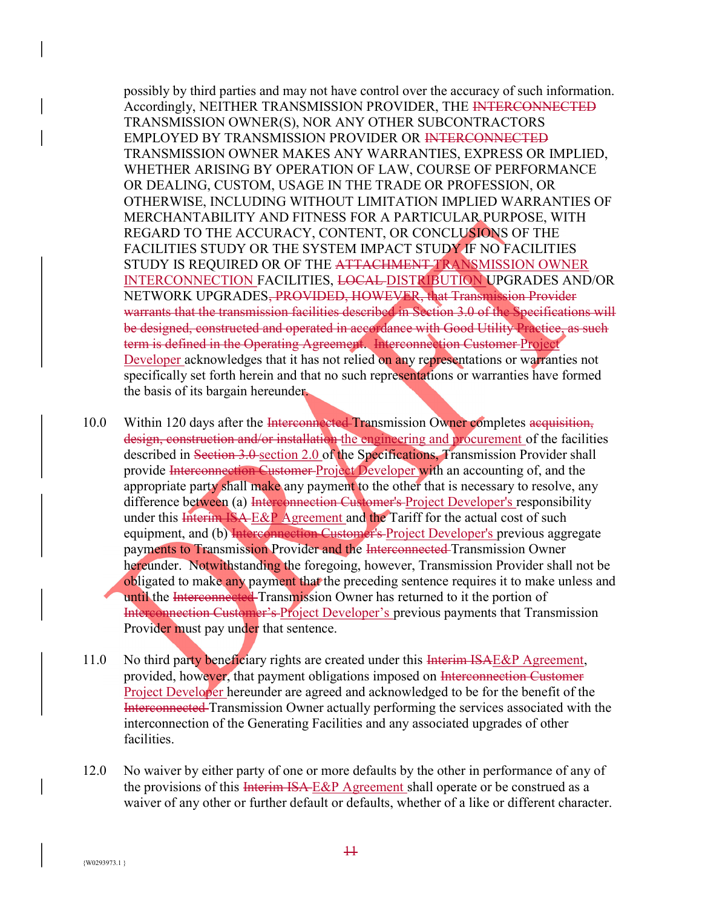possibly by third parties and may not have control over the accuracy of such information. Accordingly, NEITHER TRANSMISSION PROVIDER, THE ~~INTERCONNECTED~~ TRANSMISSION OWNER(S), NOR ANY OTHER SUBCONTRACTORS EMPLOYED BY TRANSMISSION PROVIDER OR ~~INTERCONNECTED~~ TRANSMISSION OWNER MAKES ANY WARRANTIES, EXPRESS OR IMPLIED, WHETHER ARISING BY OPERATION OF LAW, COURSE OF PERFORMANCE OR DEALING, CUSTOM, USAGE IN THE TRADE OR PROFESSION, OR OTHERWISE, INCLUDING WITHOUT LIMITATION IMPLIED WARRANTIES OF MERCHANTABILITY AND FITNESS FOR A PARTICULAR PURPOSE, WITH REGARD TO THE ACCURACY, CONTENT, OR CONCLUSIONS OF THE FACILITIES STUDY OR THE SYSTEM IMPACT STUDY IF NO FACILITIES STUDY IS REQUIRED OR OF THE ~~ATTACHMENT~~ TRANSMISSION OWNER INTERCONNECTION FACILITIES, ~~LOCAL~~ DISTRIBUTION UPGRADES AND/OR NETWORK UPGRADES~~, PROVIDED, HOWEVER, that Transmission Provider warrants that the transmission facilities described in Section 3.0 of the Specifications will be designed, constructed and operated in accordance with Good Utility Practice, as such term is defined in the Operating Agreement~~. ~~Interconnection Customer~~ Project Developer acknowledges that it has not relied on any representations or warranties not specifically set forth herein and that no such representations or warranties have formed the basis of its bargain hereunder.

10.0 Within 120 days after the ~~Interconnected~~ Transmission Owner completes ~~acquisition, design, construction and/or installation~~ the engineering and procurement of the facilities described in ~~Section 3.0~~ section 2.0 of the Specifications, Transmission Provider shall provide ~~Interconnection Customer~~ Project Developer with an accounting of, and the appropriate party shall make any payment to the other that is necessary to resolve, any difference between (a) ~~Interconnection Customer's~~ Project Developer's responsibility under this ~~Interim ISA~~ E&P Agreement and the Tariff for the actual cost of such equipment, and (b) ~~Interconnection Customer's~~ Project Developer's previous aggregate payments to Transmission Provider and the ~~Interconnected~~ Transmission Owner hereunder. Notwithstanding the foregoing, however, Transmission Provider shall not be obligated to make any payment that the preceding sentence requires it to make unless and until the ~~Interconnected~~ Transmission Owner has returned to it the portion of ~~Interconnection Customer's~~ Project Developer's previous payments that Transmission Provider must pay under that sentence.

11.0 No third party beneficiary rights are created under this ~~Interim ISA~~E&P Agreement, provided, however, that payment obligations imposed on ~~Interconnection Customer~~ Project Developer hereunder are agreed and acknowledged to be for the benefit of the ~~Interconnected~~ Transmission Owner actually performing the services associated with the interconnection of the Generating Facilities and any associated upgrades of other facilities.

12.0 No waiver by either party of one or more defaults by the other in performance of any of the provisions of this ~~Interim ISA~~ E&P Agreement shall operate or be construed as a waiver of any other or further default or defaults, whether of a like or different character.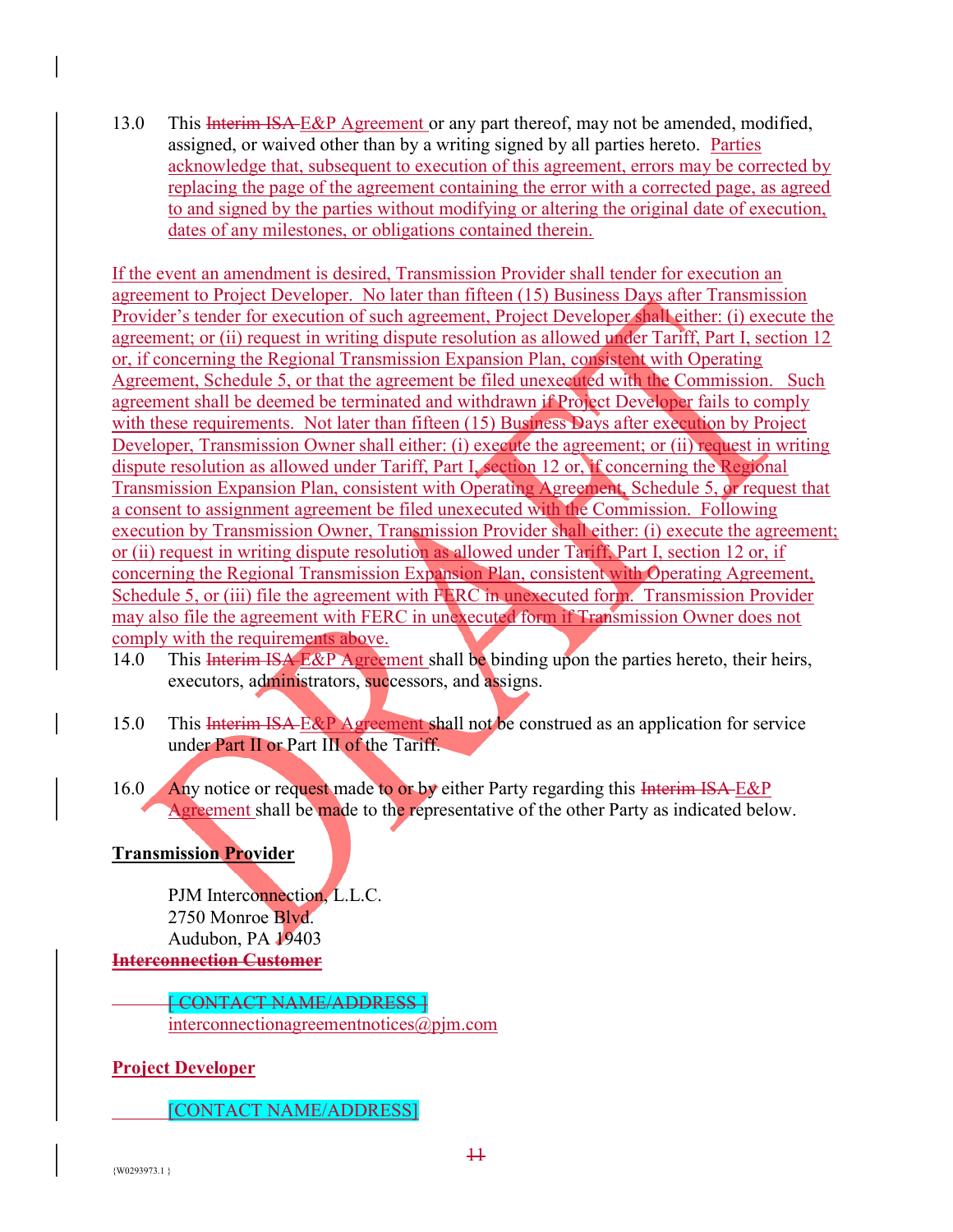13.0 This ~~Interim ISA~~ E&P Agreement or any part thereof, may not be amended, modified, assigned, or waived other than by a writing signed by all parties hereto. Parties acknowledge that, subsequent to execution of this agreement, errors may be corrected by replacing the page of the agreement containing the error with a corrected page, as agreed to and signed by the parties without modifying or altering the original date of execution, dates of any milestones, or obligations contained therein.

If the event an amendment is desired, Transmission Provider shall tender for execution an agreement to Project Developer. No later than fifteen (15) Business Days after Transmission Provider's tender for execution of such agreement, Project Developer shall either: (i) execute the agreement; or (ii) request in writing dispute resolution as allowed under Tariff, Part I, section 12 or, if concerning the Regional Transmission Expansion Plan, consistent with Operating Agreement, Schedule 5, or that the agreement be filed unexecuted with the Commission. Such agreement shall be deemed be terminated and withdrawn if Project Developer fails to comply with these requirements. Not later than fifteen (15) Business Days after execution by Project Developer, Transmission Owner shall either: (i) execute the agreement; or (ii) request in writing dispute resolution as allowed under Tariff, Part I, section 12 or, if concerning the Regional Transmission Expansion Plan, consistent with Operating Agreement, Schedule 5, or request that a consent to assignment agreement be filed unexecuted with the Commission. Following execution by Transmission Owner, Transmission Provider shall either: (i) execute the agreement; or (ii) request in writing dispute resolution as allowed under Tariff, Part I, section 12 or, if concerning the Regional Transmission Expansion Plan, consistent with Operating Agreement, Schedule 5, or (iii) file the agreement with FERC in unexecuted form. Transmission Provider may also file the agreement with FERC in unexecuted form if Transmission Owner does not comply with the requirements above.

14.0 This ~~Interim ISA~~ E&P Agreement shall be binding upon the parties hereto, their heirs, executors, administrators, successors, and assigns.

15.0 This ~~Interim ISA~~ E&P Agreement shall not be construed as an application for service under Part II or Part III of the Tariff.

16.0 Any notice or request made to or by either Party regarding this ~~Interim ISA~~ E&P Agreement shall be made to the representative of the other Party as indicated below.

**Transmission Provider**

PJM Interconnection, L.L.C.
2750 Monroe Blvd.
Audubon, PA 19403

~~**Interconnection Customer**~~

~~[ CONTACT NAME/ADDRESS ]~~
interconnectionagreementnotices@pjm.com

**Project Developer**

[CONTACT NAME/ADDRESS]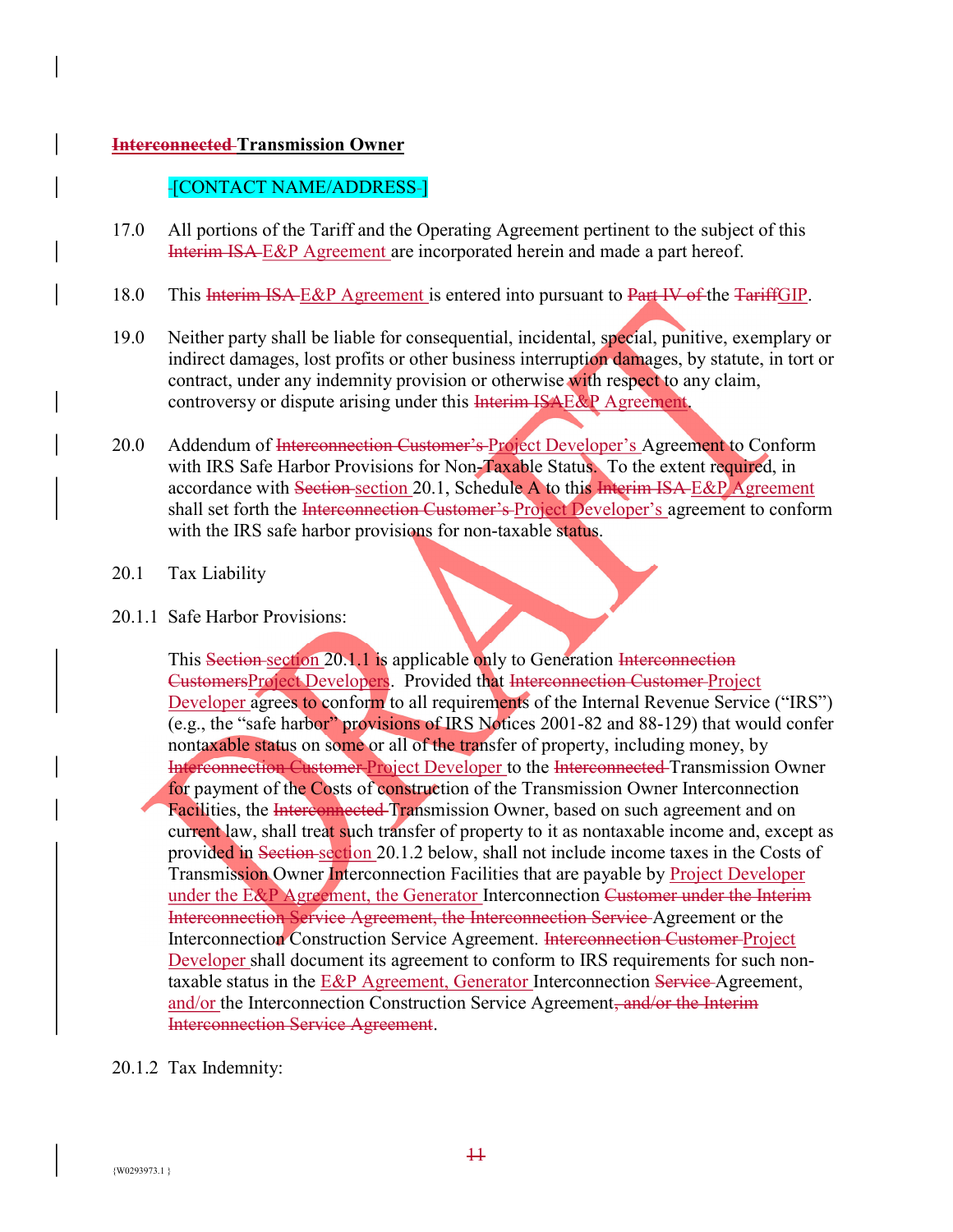**~~Interconnected~~ Transmission Owner**

~~-~~[CONTACT NAME/ADDRESS~~-~~]

17.0 All portions of the Tariff and the Operating Agreement pertinent to the subject of this ~~Interim ISA~~ E&P Agreement are incorporated herein and made a part hereof.

18.0 This ~~Interim ISA~~ E&P Agreement is entered into pursuant to ~~Part IV of~~ the ~~Tariff~~GIP.

19.0 Neither party shall be liable for consequential, incidental, special, punitive, exemplary or indirect damages, lost profits or other business interruption damages, by statute, in tort or contract, under any indemnity provision or otherwise with respect to any claim, controversy or dispute arising under this ~~Interim ISA~~E&P Agreement.

20.0 Addendum of ~~Interconnection Customer's~~ Project Developer's Agreement to Conform with IRS Safe Harbor Provisions for Non-Taxable Status. To the extent required, in accordance with ~~Section~~ section 20.1, Schedule A to this ~~Interim ISA~~ E&P Agreement shall set forth the ~~Interconnection Customer's~~ Project Developer's agreement to conform with the IRS safe harbor provisions for non-taxable status.

20.1 Tax Liability

20.1.1 Safe Harbor Provisions:

This ~~Section~~ section 20.1.1 is applicable only to Generation ~~Interconnection Customers~~Project Developers. Provided that ~~Interconnection Customer~~ Project Developer agrees to conform to all requirements of the Internal Revenue Service ("IRS") (e.g., the "safe harbor" provisions of IRS Notices 2001-82 and 88-129) that would confer nontaxable status on some or all of the transfer of property, including money, by ~~Interconnection Customer~~ Project Developer to the ~~Interconnected~~ Transmission Owner for payment of the Costs of construction of the Transmission Owner Interconnection Facilities, the ~~Interconnected~~ Transmission Owner, based on such agreement and on current law, shall treat such transfer of property to it as nontaxable income and, except as provided in ~~Section~~ section 20.1.2 below, shall not include income taxes in the Costs of Transmission Owner Interconnection Facilities that are payable by Project Developer under the E&P Agreement, the Generator Interconnection ~~Customer under the Interim Interconnection Service Agreement, the Interconnection Service~~ Agreement or the Interconnection Construction Service Agreement. ~~Interconnection Customer~~ Project Developer shall document its agreement to conform to IRS requirements for such non-taxable status in the E&P Agreement, Generator Interconnection ~~Service~~ Agreement, and/or the Interconnection Construction Service Agreement~~, and/or the Interim Interconnection Service Agreement~~.

20.1.2 Tax Indemnity: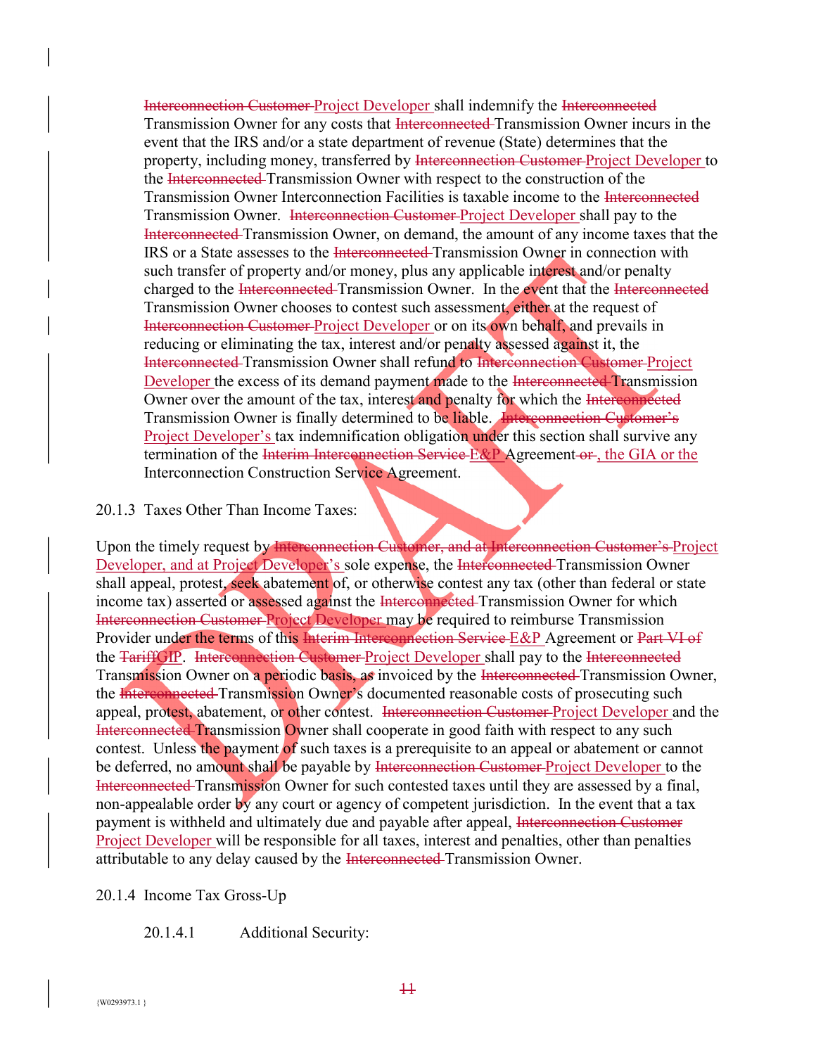~~Interconnection Customer~~ Project Developer shall indemnify the ~~Interconnected~~ Transmission Owner for any costs that ~~Interconnected~~ Transmission Owner incurs in the event that the IRS and/or a state department of revenue (State) determines that the property, including money, transferred by ~~Interconnection Customer~~ Project Developer to the ~~Interconnected~~ Transmission Owner with respect to the construction of the Transmission Owner Interconnection Facilities is taxable income to the ~~Interconnected~~ Transmission Owner. ~~Interconnection Customer~~ Project Developer shall pay to the ~~Interconnected~~ Transmission Owner, on demand, the amount of any income taxes that the IRS or a State assesses to the ~~Interconnected~~ Transmission Owner in connection with such transfer of property and/or money, plus any applicable interest and/or penalty charged to the ~~Interconnected~~ Transmission Owner. In the event that the ~~Interconnected~~ Transmission Owner chooses to contest such assessment, either at the request of ~~Interconnection Customer~~ Project Developer or on its own behalf, and prevails in reducing or eliminating the tax, interest and/or penalty assessed against it, the ~~Interconnected~~ Transmission Owner shall refund to ~~Interconnection Customer~~ Project Developer the excess of its demand payment made to the ~~Interconnected~~ Transmission Owner over the amount of the tax, interest and penalty for which the ~~Interconnected~~ Transmission Owner is finally determined to be liable. ~~Interconnection Customer's~~ Project Developer's tax indemnification obligation under this section shall survive any termination of the ~~Interim Interconnection Service~~ E&P Agreement ~~or~~ , the GIA or the Interconnection Construction Service Agreement.

20.1.3 Taxes Other Than Income Taxes:

Upon the timely request by ~~Interconnection Customer, and at Interconnection Customer's~~ Project Developer, and at Project Developer's sole expense, the ~~Interconnected~~ Transmission Owner shall appeal, protest, seek abatement of, or otherwise contest any tax (other than federal or state income tax) asserted or assessed against the ~~Interconnected~~ Transmission Owner for which ~~Interconnection Customer~~ Project Developer may be required to reimburse Transmission Provider under the terms of this ~~Interim Interconnection Service~~ E&P Agreement or ~~Part VI of~~ the ~~Tariff~~GIP. ~~Interconnection Customer~~ Project Developer shall pay to the ~~Interconnected~~ Transmission Owner on a periodic basis, as invoiced by the ~~Interconnected~~ Transmission Owner, the ~~Interconnected~~ Transmission Owner's documented reasonable costs of prosecuting such appeal, protest, abatement, or other contest. ~~Interconnection Customer~~ Project Developer and the ~~Interconnected~~ Transmission Owner shall cooperate in good faith with respect to any such contest. Unless the payment of such taxes is a prerequisite to an appeal or abatement or cannot be deferred, no amount shall be payable by ~~Interconnection Customer~~ Project Developer to the ~~Interconnected~~ Transmission Owner for such contested taxes until they are assessed by a final, non-appealable order by any court or agency of competent jurisdiction. In the event that a tax payment is withheld and ultimately due and payable after appeal, ~~Interconnection Customer~~ Project Developer will be responsible for all taxes, interest and penalties, other than penalties attributable to any delay caused by the ~~Interconnected~~ Transmission Owner.

20.1.4 Income Tax Gross-Up

20.1.4.1 Additional Security: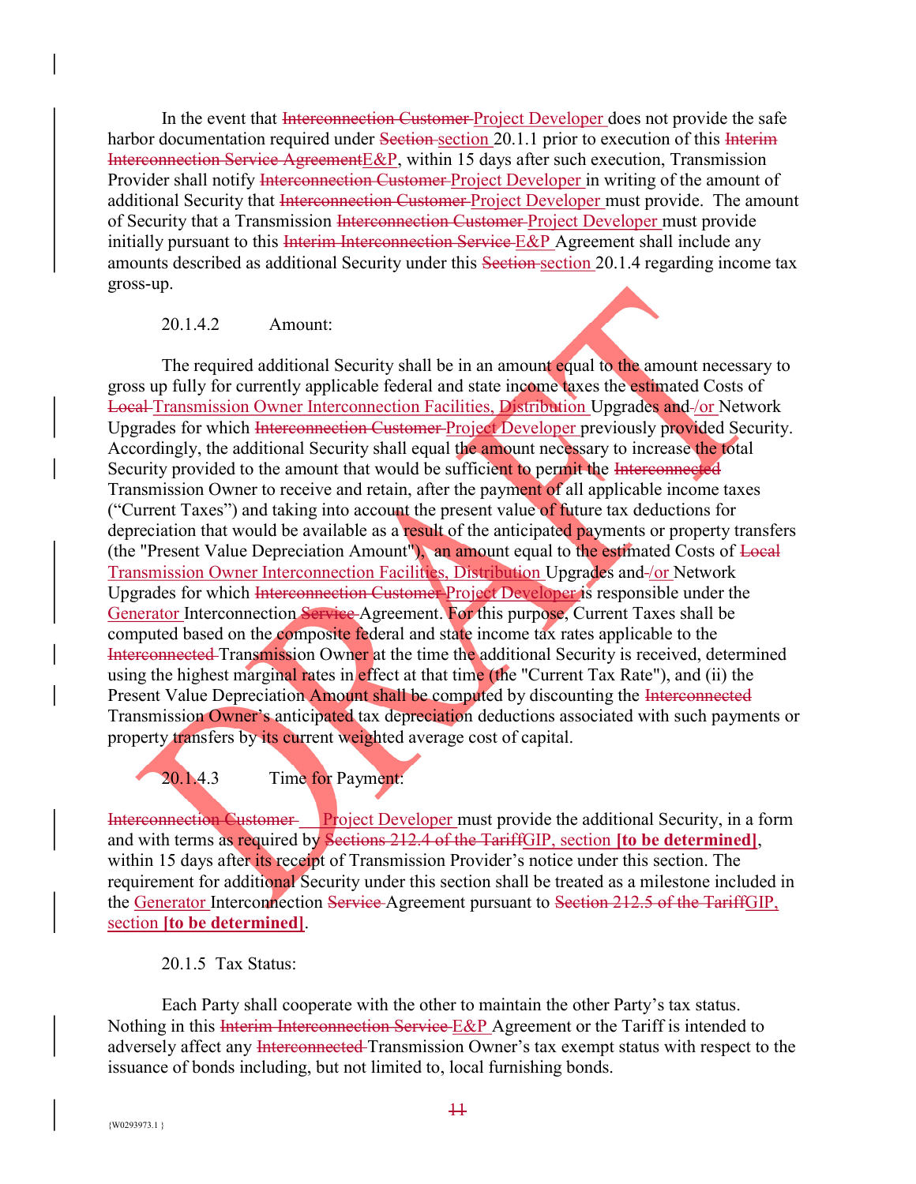In the event that ~~Interconnection Customer~~ Project Developer does not provide the safe harbor documentation required under ~~Section~~ section 20.1.1 prior to execution of this ~~Interim Interconnection Service Agreement~~E&P, within 15 days after such execution, Transmission Provider shall notify ~~Interconnection Customer~~ Project Developer in writing of the amount of additional Security that ~~Interconnection Customer~~ Project Developer must provide. The amount of Security that a Transmission ~~Interconnection Customer~~ Project Developer must provide initially pursuant to this ~~Interim Interconnection Service~~ E&P Agreement shall include any amounts described as additional Security under this ~~Section~~ section 20.1.4 regarding income tax gross-up.

20.1.4.2 Amount:

The required additional Security shall be in an amount equal to the amount necessary to gross up fully for currently applicable federal and state income taxes the estimated Costs of ~~Local~~ Transmission Owner Interconnection Facilities, Distribution Upgrades and/or Network Upgrades for which ~~Interconnection Customer~~ Project Developer previously provided Security. Accordingly, the additional Security shall equal the amount necessary to increase the total Security provided to the amount that would be sufficient to permit the ~~Interconnected~~ Transmission Owner to receive and retain, after the payment of all applicable income taxes ("Current Taxes") and taking into account the present value of future tax deductions for depreciation that would be available as a result of the anticipated payments or property transfers (the "Present Value Depreciation Amount"), an amount equal to the estimated Costs of ~~Local~~ Transmission Owner Interconnection Facilities, Distribution Upgrades and/or Network Upgrades for which ~~Interconnection Customer~~ Project Developer is responsible under the Generator Interconnection ~~Service~~ Agreement. For this purpose, Current Taxes shall be computed based on the composite federal and state income tax rates applicable to the ~~Interconnected~~ Transmission Owner at the time the additional Security is received, determined using the highest marginal rates in effect at that time (the "Current Tax Rate"), and (ii) the Present Value Depreciation Amount shall be computed by discounting the ~~Interconnected~~ Transmission Owner's anticipated tax depreciation deductions associated with such payments or property transfers by its current weighted average cost of capital.

20.1.4.3 Time for Payment:

~~Interconnection Customer~~ Project Developer must provide the additional Security, in a form and with terms as required by ~~Sections 212.4 of the Tariff~~GIP, section **[to be determined]**, within 15 days after its receipt of Transmission Provider's notice under this section. The requirement for additional Security under this section shall be treated as a milestone included in the Generator Interconnection ~~Service~~ Agreement pursuant to ~~Section 212.5 of the Tariff~~GIP, section **[to be determined]**.

20.1.5 Tax Status:

Each Party shall cooperate with the other to maintain the other Party's tax status. Nothing in this ~~Interim Interconnection Service~~ E&P Agreement or the Tariff is intended to adversely affect any ~~Interconnected~~ Transmission Owner's tax exempt status with respect to the issuance of bonds including, but not limited to, local furnishing bonds.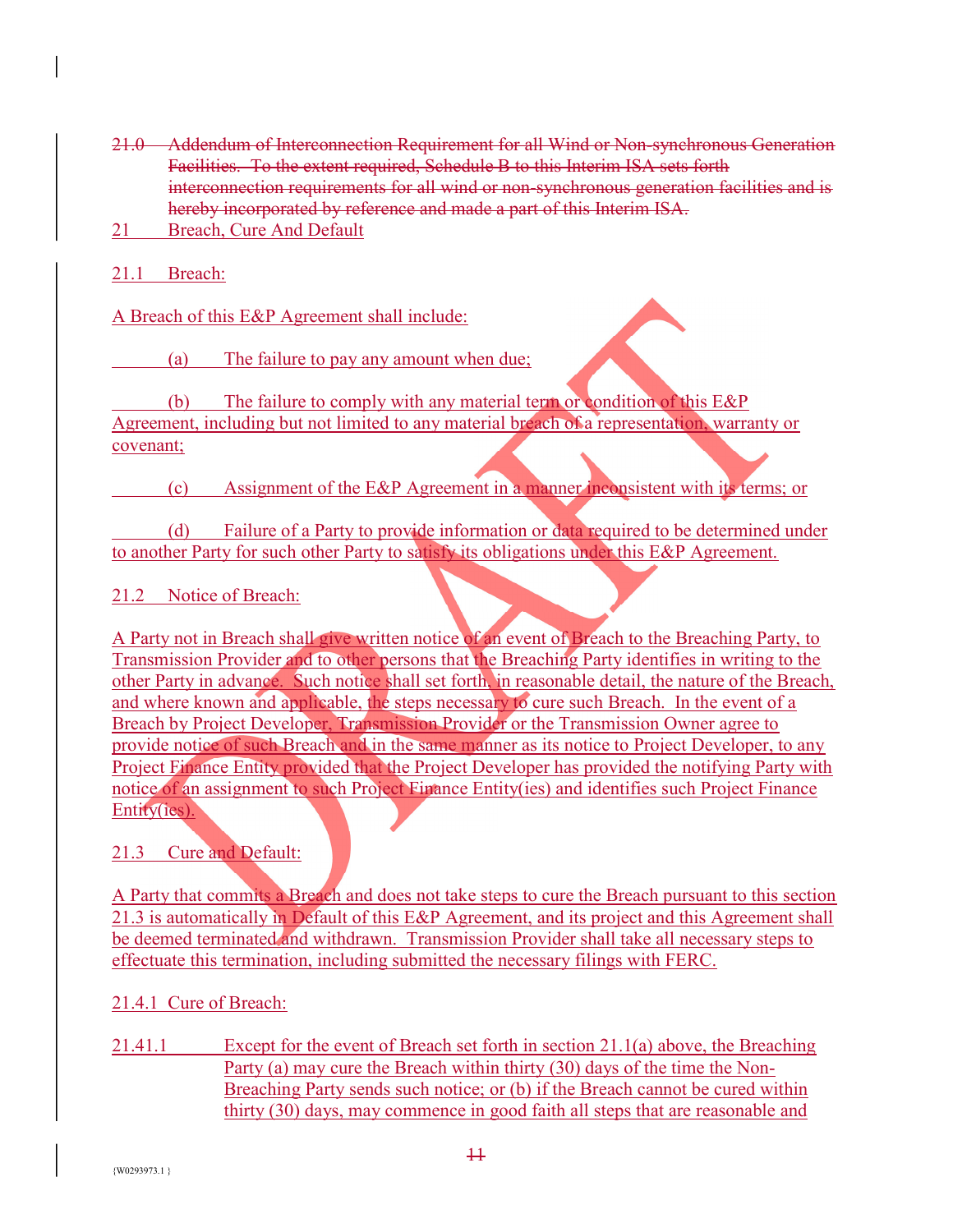~~21.0 Addendum of Interconnection Requirement for all Wind or Non-synchronous Generation Facilities. To the extent required, Schedule B to this Interim ISA sets forth interconnection requirements for all wind or non-synchronous generation facilities and is hereby incorporated by reference and made a part of this Interim ISA.~~

21 Breach, Cure And Default

21.1 Breach:

A Breach of this E&P Agreement shall include:

(a) The failure to pay any amount when due;

(b) The failure to comply with any material term or condition of this E&P Agreement, including but not limited to any material breach of a representation, warranty or covenant;

(c) Assignment of the E&P Agreement in a manner inconsistent with its terms; or

(d) Failure of a Party to provide information or data required to be determined under to another Party for such other Party to satisfy its obligations under this E&P Agreement.

21.2 Notice of Breach:

A Party not in Breach shall give written notice of an event of Breach to the Breaching Party, to Transmission Provider and to other persons that the Breaching Party identifies in writing to the other Party in advance. Such notice shall set forth, in reasonable detail, the nature of the Breach, and where known and applicable, the steps necessary to cure such Breach. In the event of a Breach by Project Developer, Transmission Provider or the Transmission Owner agree to provide notice of such Breach and in the same manner as its notice to Project Developer, to any Project Finance Entity provided that the Project Developer has provided the notifying Party with notice of an assignment to such Project Finance Entity(ies) and identifies such Project Finance Entity(ies).

21.3 Cure and Default:

A Party that commits a Breach and does not take steps to cure the Breach pursuant to this section 21.3 is automatically in Default of this E&P Agreement, and its project and this Agreement shall be deemed terminated and withdrawn. Transmission Provider shall take all necessary steps to effectuate this termination, including submitted the necessary filings with FERC.

21.4.1 Cure of Breach:

21.41.1 Except for the event of Breach set forth in section 21.1(a) above, the Breaching Party (a) may cure the Breach within thirty (30) days of the time the Non-Breaching Party sends such notice; or (b) if the Breach cannot be cured within thirty (30) days, may commence in good faith all steps that are reasonable and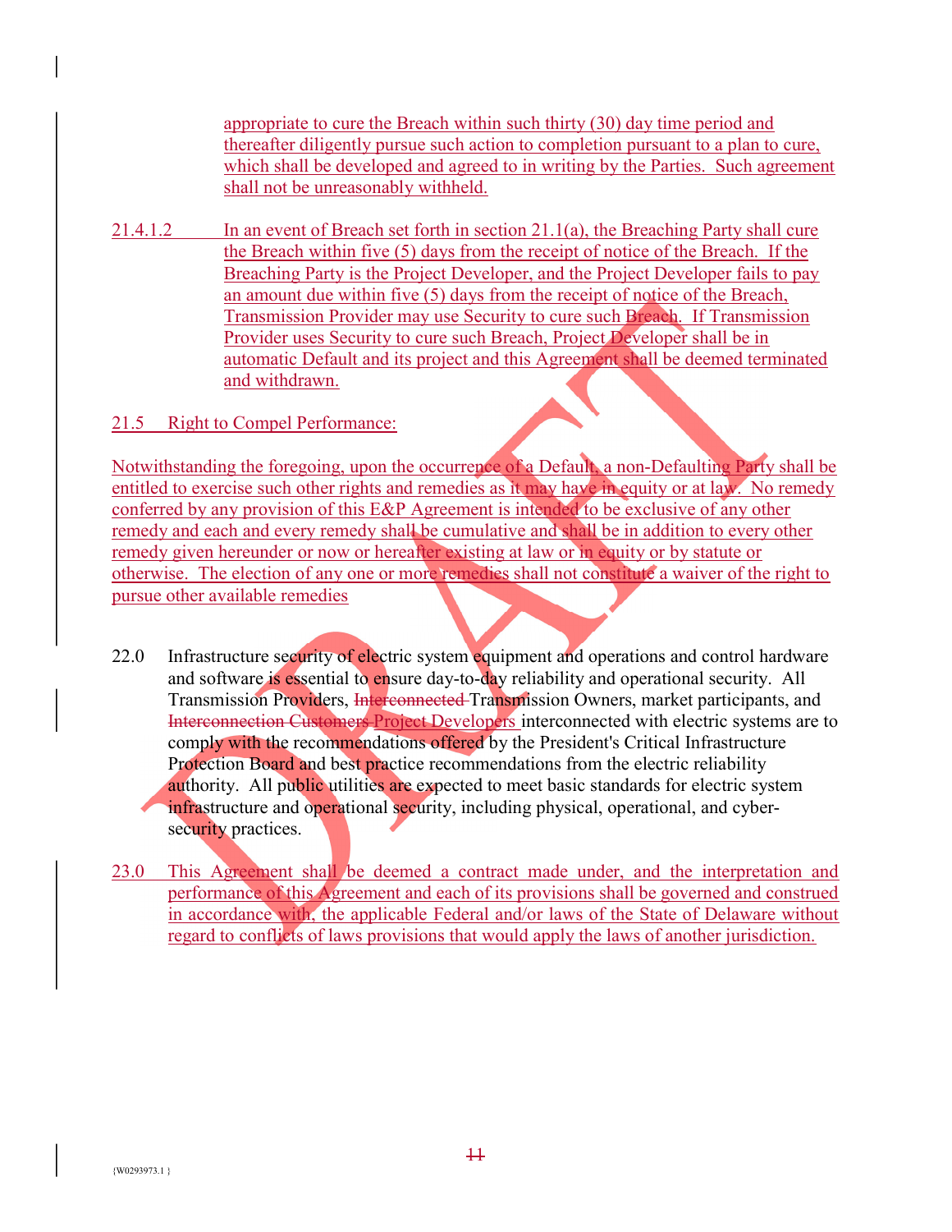appropriate to cure the Breach within such thirty (30) day time period and thereafter diligently pursue such action to completion pursuant to a plan to cure, which shall be developed and agreed to in writing by the Parties. Such agreement shall not be unreasonably withheld.

21.4.1.2 In an event of Breach set forth in section 21.1(a), the Breaching Party shall cure the Breach within five (5) days from the receipt of notice of the Breach. If the Breaching Party is the Project Developer, and the Project Developer fails to pay an amount due within five (5) days from the receipt of notice of the Breach, Transmission Provider may use Security to cure such Breach. If Transmission Provider uses Security to cure such Breach, Project Developer shall be in automatic Default and its project and this Agreement shall be deemed terminated and withdrawn.

21.5 Right to Compel Performance:

Notwithstanding the foregoing, upon the occurrence of a Default, a non-Defaulting Party shall be entitled to exercise such other rights and remedies as it may have in equity or at law. No remedy conferred by any provision of this E&P Agreement is intended to be exclusive of any other remedy and each and every remedy shall be cumulative and shall be in addition to every other remedy given hereunder or now or hereafter existing at law or in equity or by statute or otherwise. The election of any one or more remedies shall not constitute a waiver of the right to pursue other available remedies

22.0 Infrastructure security of electric system equipment and operations and control hardware and software is essential to ensure day-to-day reliability and operational security. All Transmission Providers, ~~Interconnected~~ Transmission Owners, market participants, and ~~Interconnection Customers~~ Project Developers interconnected with electric systems are to comply with the recommendations offered by the President's Critical Infrastructure Protection Board and best practice recommendations from the electric reliability authority. All public utilities are expected to meet basic standards for electric system infrastructure and operational security, including physical, operational, and cyber-security practices.

23.0 This Agreement shall be deemed a contract made under, and the interpretation and performance of this Agreement and each of its provisions shall be governed and construed in accordance with, the applicable Federal and/or laws of the State of Delaware without regard to conflicts of laws provisions that would apply the laws of another jurisdiction.

{W0293973.1 }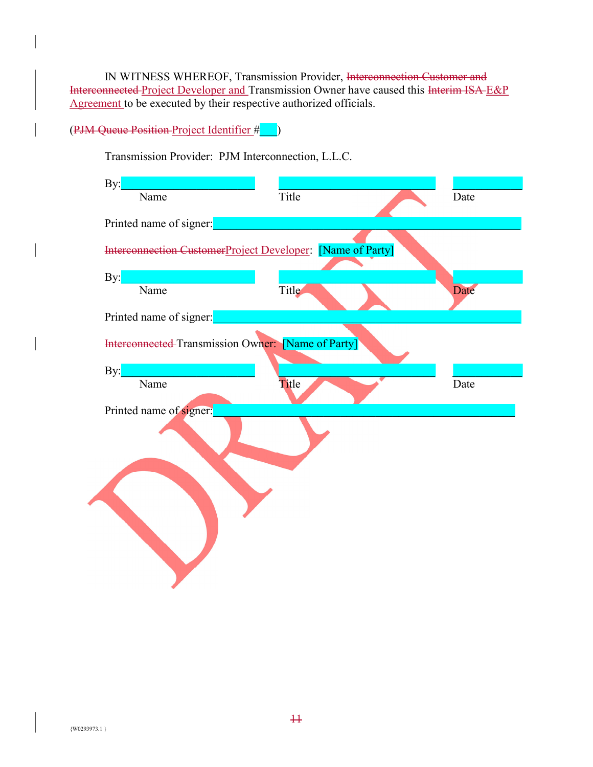IN WITNESS WHEREOF, Transmission Provider, ~~Interconnection Customer and Interconnected~~ Project Developer and Transmission Owner have caused this ~~Interim ISA~~ E&P Agreement to be executed by their respective authorized officials.

(~~PJM Queue Position~~ Project Identifier #___)

Transmission Provider: PJM Interconnection, L.L.C.

By:______________________ ______________________ __________
Name Title Date

Printed name of signer:______________________________________

~~Interconnection Customer~~Project Developer: [Name of Party]

By:______________________ ______________________ __________
Name Title Date

Printed name of signer:______________________________________

~~Interconnected~~ Transmission Owner: [Name of Party]

By:______________________ ______________________ __________
Name Title Date

Printed name of signer:______________________________________

{W0293973.1 }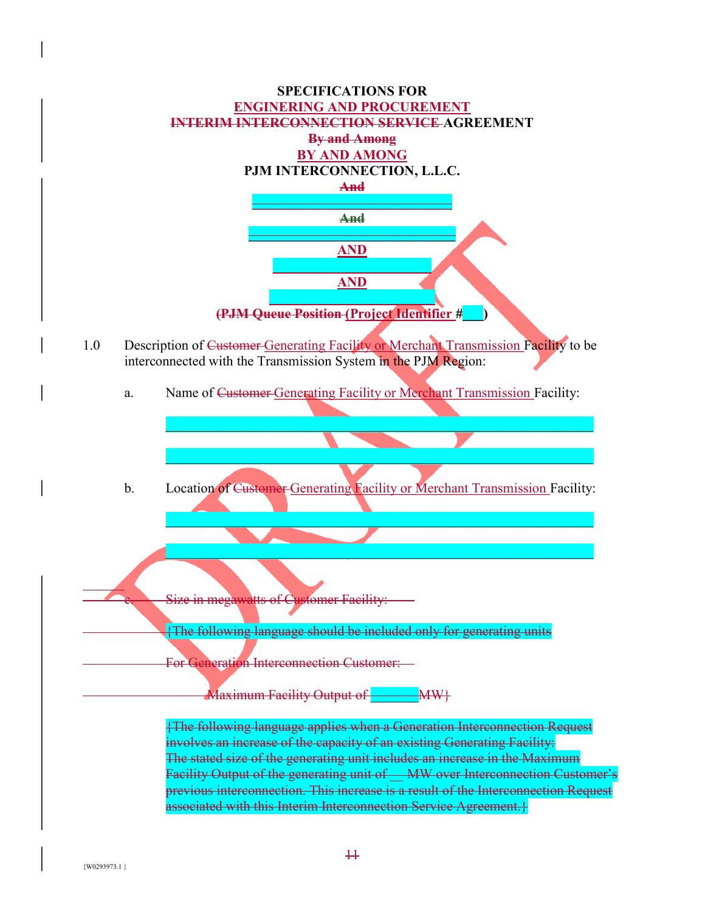**SPECIFICATIONS FOR**

**ENGINERING AND PROCUREMENT**

**~~INTERIM INTERCONNECTION SERVICE~~ AGREEMENT**

**~~By and Among~~**

**BY AND AMONG**

**PJM INTERCONNECTION, L.L.C.**

**~~And~~**

______________________________

**~~And~~**

______________________________

**AND**

______________________________

**AND**

______________________________

**~~(PJM Queue Position~~ (Project Identifier #___)**

1.0 Description of ~~Customer~~ Generating Facility or Merchant Transmission Facility to be interconnected with the Transmission System in the PJM Region:

a. Name of ~~Customer~~ Generating Facility or Merchant Transmission Facility:

______________________________________________

______________________________________________

b. Location of ~~Customer~~ Generating Facility or Merchant Transmission Facility:

______________________________________________

______________________________________________

~~c. Size in megawatts of Customer Facility:~~

~~{The following language should be included only for generating units~~

~~For Generation Interconnection Customer:~~

~~Maximum Facility Output of ________ MW}~~

~~{The following language applies when a Generation Interconnection Request involves an increase of the capacity of an existing Generating Facility: The stated size of the generating unit includes an increase in the Maximum Facility Output of the generating unit of __ MW over Interconnection Customer's previous interconnection. This increase is a result of the Interconnection Request associated with this Interim Interconnection Service Agreement.}~~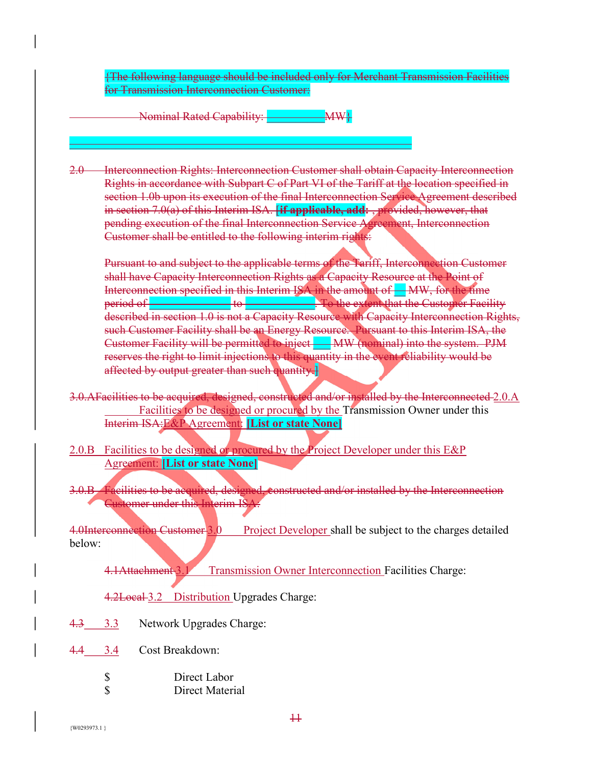{The following language should be included only for Merchant Transmission Facilities for Transmission Interconnection Customer:

Nominal Rated Capability: __________MW}

2.0 Interconnection Rights: Interconnection Customer shall obtain Capacity Interconnection Rights in accordance with Subpart C of Part VI of the Tariff at the location specified in section 1.0b upon its execution of the final Interconnection Service Agreement described in section 7.0(a) of this Interim ISA. **[if applicable, add:** , provided, however, that pending execution of the final Interconnection Service Agreement, Interconnection Customer shall be entitled to the following interim rights:

Pursuant to and subject to the applicable terms of the Tariff, Interconnection Customer shall have Capacity Interconnection Rights as a Capacity Resource at the Point of Interconnection specified in this Interim ISA in the amount of __ MW, for the time period of ______________ to ____________. To the extent that the Customer Facility described in section 1.0 is not a Capacity Resource with Capacity Interconnection Rights, such Customer Facility shall be an Energy Resource. Pursuant to this Interim ISA, the Customer Facility will be permitted to inject ___ MW (nominal) into the system. PJM reserves the right to limit injections to this quantity in the event reliability would be affected by output greater than such quantity.]

3.0.AFacilities to be acquired, designed, constructed and/or installed by the Interconnected 2.0.A Facilities to be designed or procured by the Transmission Owner under this Interim ISA:E&P Agreement: **[List or state None]**

2.0.B Facilities to be designed or procured by the Project Developer under this E&P Agreement: **[List or state None]**

3.0.B Facilities to be acquired, designed, constructed and/or installed by the Interconnection Customer under this Interim ISA:

4.0Interconnection Customer 3.0 Project Developer shall be subject to the charges detailed below:

4.1Attachment 3.1 Transmission Owner Interconnection Facilities Charge:

4.2Local 3.2 Distribution Upgrades Charge:

4.3 3.3 Network Upgrades Charge:

4.4 3.4 Cost Breakdown:

$ Direct Labor
$ Direct Material

{W0293973.1 }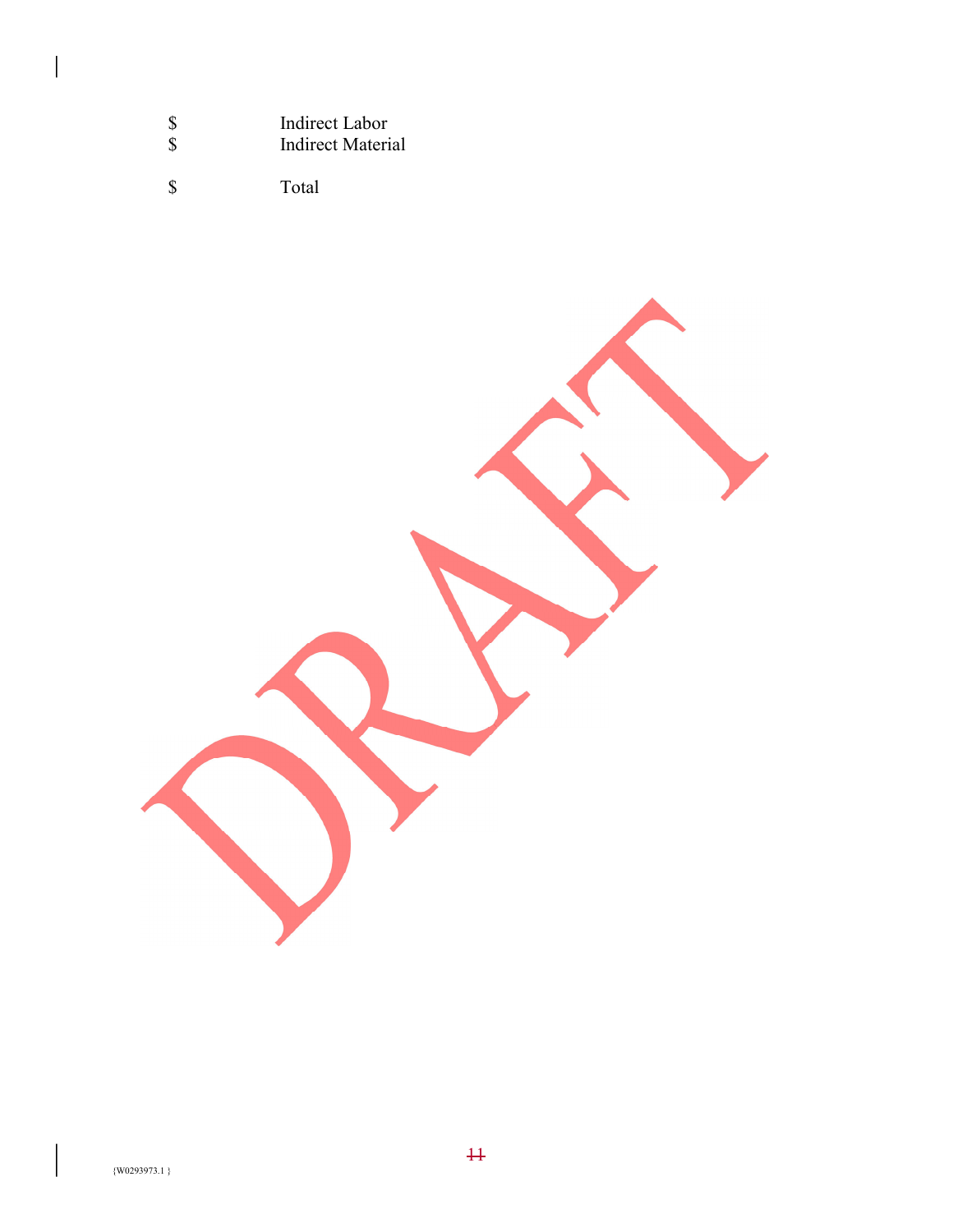| | |
|---|---|
| $ | Indirect Labor |
| $ | Indirect Material |
| $ | Total |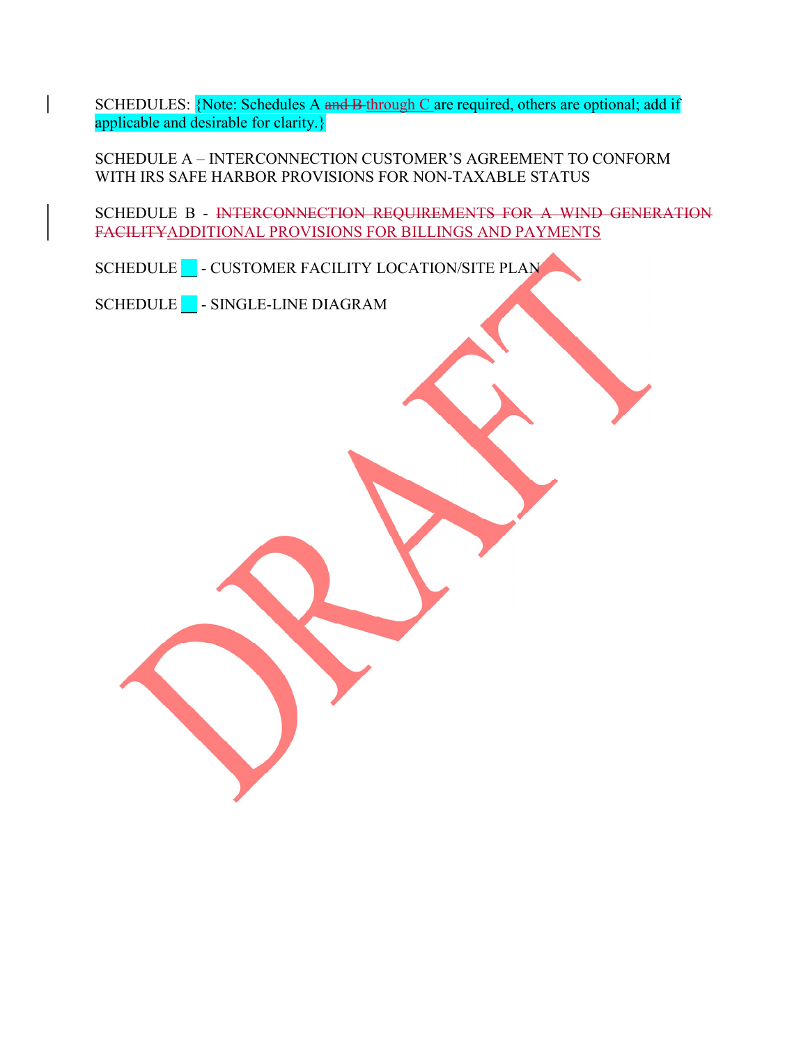SCHEDULES: {Note: Schedules A ~~and B~~ through C are required, others are optional; add if applicable and desirable for clarity.}

SCHEDULE A – INTERCONNECTION CUSTOMER'S AGREEMENT TO CONFORM WITH IRS SAFE HARBOR PROVISIONS FOR NON-TAXABLE STATUS

SCHEDULE B - ~~INTERCONNECTION REQUIREMENTS FOR A WIND GENERATION FACILITY~~ ADDITIONAL PROVISIONS FOR BILLINGS AND PAYMENTS

SCHEDULE __ - CUSTOMER FACILITY LOCATION/SITE PLAN

SCHEDULE __ - SINGLE-LINE DIAGRAM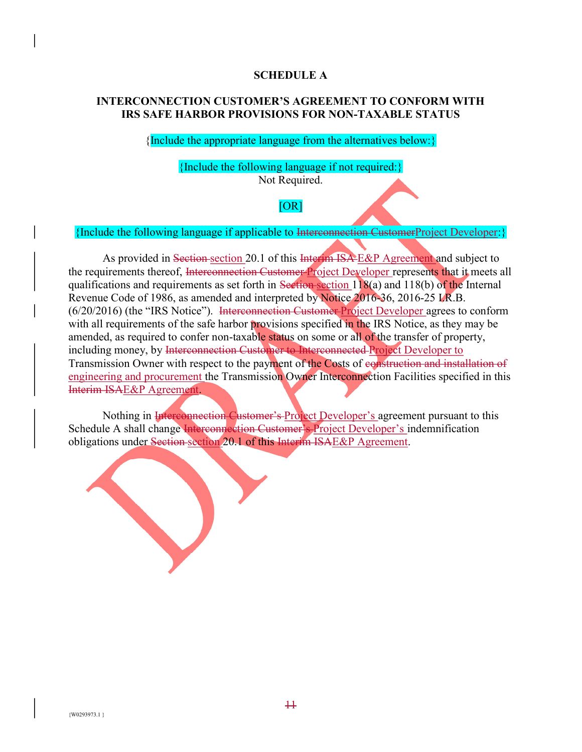**SCHEDULE A**

**INTERCONNECTION CUSTOMER'S AGREEMENT TO CONFORM WITH IRS SAFE HARBOR PROVISIONS FOR NON-TAXABLE STATUS**

{Include the appropriate language from the alternatives below:}

{Include the following language if not required:}
Not Required.

[OR]

{Include the following language if applicable to ~~Interconnection Customer~~Project Developer:}

As provided in ~~Section~~ section 20.1 of this ~~Interim ISA~~ E&P Agreement and subject to the requirements thereof, ~~Interconnection Customer~~ Project Developer represents that it meets all qualifications and requirements as set forth in ~~Section~~ section 118(a) and 118(b) of the Internal Revenue Code of 1986, as amended and interpreted by Notice 2016-36, 2016-25 I.R.B. (6/20/2016) (the "IRS Notice"). ~~Interconnection Customer~~ Project Developer agrees to conform with all requirements of the safe harbor provisions specified in the IRS Notice, as they may be amended, as required to confer non-taxable status on some or all of the transfer of property, including money, by ~~Interconnection Customer to Interconnected~~ Project Developer to Transmission Owner with respect to the payment of the Costs of ~~construction and installation of~~ engineering and procurement the Transmission Owner Interconnection Facilities specified in this ~~Interim ISA~~E&P Agreement.

Nothing in ~~Interconnection Customer's~~ Project Developer's agreement pursuant to this Schedule A shall change ~~Interconnection Customer's~~ Project Developer's indemnification obligations under ~~Section~~ section 20.1 of this ~~Interim ISA~~E&P Agreement.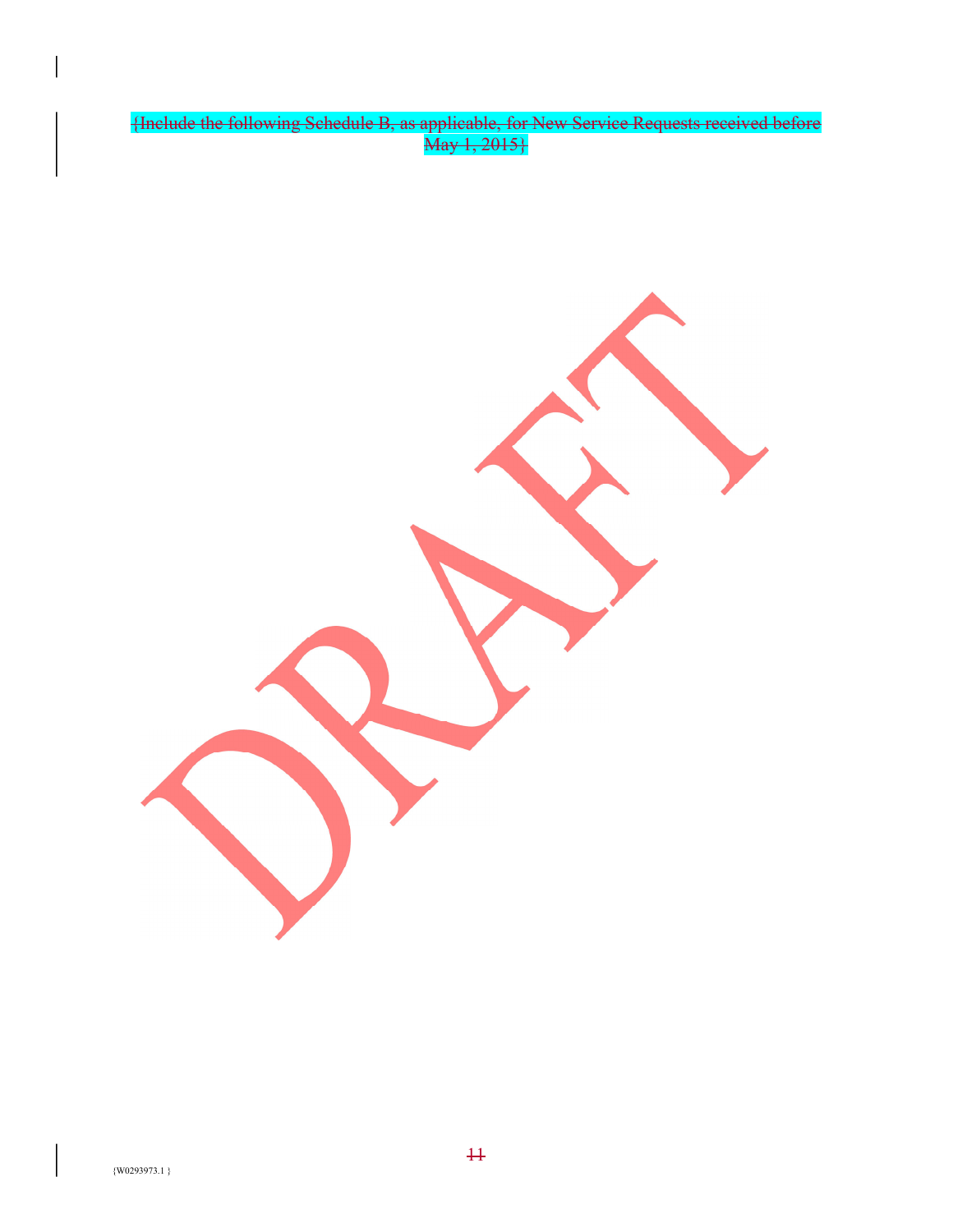~~{Include the following Schedule B, as applicable, for New Service Requests received before May 1, 2015}~~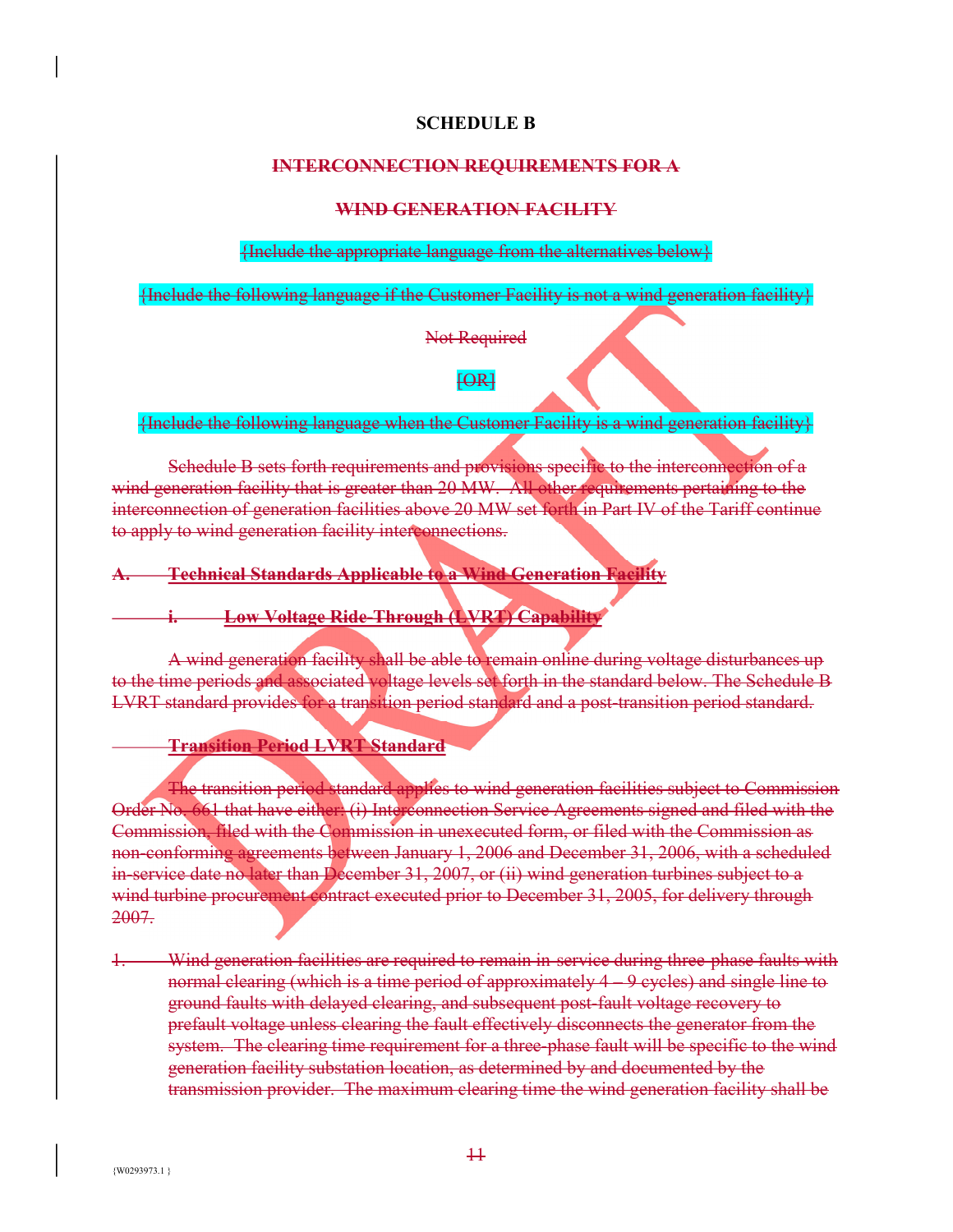**SCHEDULE B**

**INTERCONNECTION REQUIREMENTS FOR A**

**WIND GENERATION FACILITY**

{Include the appropriate language from the alternatives below}

{Include the following language if the Customer Facility is not a wind generation facility}

Not Required

[OR]

{Include the following language when the Customer Facility is a wind generation facility}

Schedule B sets forth requirements and provisions specific to the interconnection of a wind generation facility that is greater than 20 MW. All other requirements pertaining to the interconnection of generation facilities above 20 MW set forth in Part IV of the Tariff continue to apply to wind generation facility interconnections.

**A. Technical Standards Applicable to a Wind Generation Facility**

**i. Low Voltage Ride-Through (LVRT) Capability**

A wind generation facility shall be able to remain online during voltage disturbances up to the time periods and associated voltage levels set forth in the standard below. The Schedule B LVRT standard provides for a transition period standard and a post-transition period standard.

**Transition Period LVRT Standard**

The transition period standard applies to wind generation facilities subject to Commission Order No. 661 that have either: (i) Interconnection Service Agreements signed and filed with the Commission, filed with the Commission in unexecuted form, or filed with the Commission as non-conforming agreements between January 1, 2006 and December 31, 2006, with a scheduled in-service date no later than December 31, 2007, or (ii) wind generation turbines subject to a wind turbine procurement contract executed prior to December 31, 2005, for delivery through 2007.

1. Wind generation facilities are required to remain in-service during three-phase faults with normal clearing (which is a time period of approximately 4 – 9 cycles) and single line to ground faults with delayed clearing, and subsequent post-fault voltage recovery to prefault voltage unless clearing the fault effectively disconnects the generator from the system. The clearing time requirement for a three-phase fault will be specific to the wind generation facility substation location, as determined by and documented by the transmission provider. The maximum clearing time the wind generation facility shall be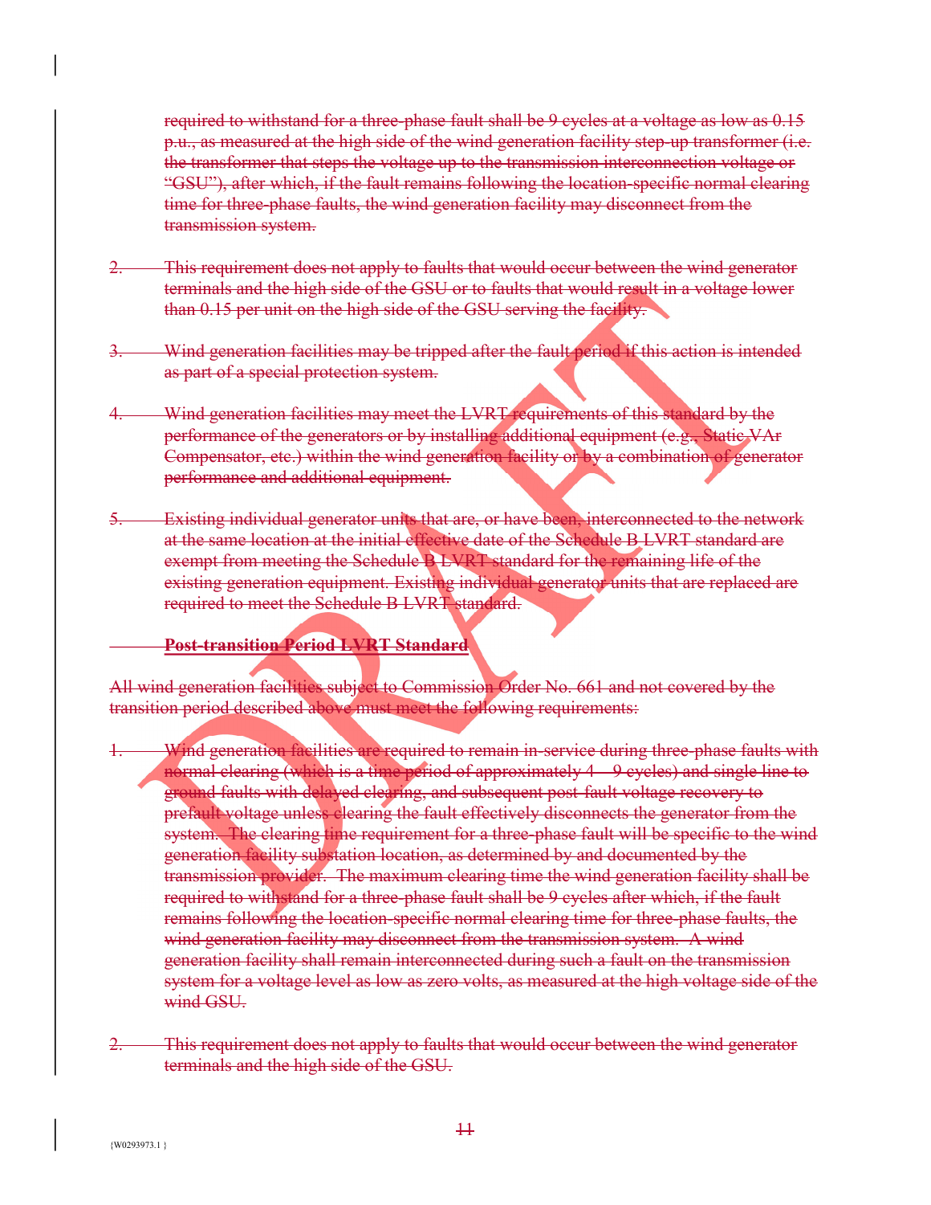required to withstand for a three-phase fault shall be 9 cycles at a voltage as low as 0.15 p.u., as measured at the high side of the wind generation facility step-up transformer (i.e. the transformer that steps the voltage up to the transmission interconnection voltage or "GSU"), after which, if the fault remains following the location-specific normal clearing time for three-phase faults, the wind generation facility may disconnect from the transmission system.

2. This requirement does not apply to faults that would occur between the wind generator terminals and the high side of the GSU or to faults that would result in a voltage lower than 0.15 per unit on the high side of the GSU serving the facility.

3. Wind generation facilities may be tripped after the fault period if this action is intended as part of a special protection system.

4. Wind generation facilities may meet the LVRT requirements of this standard by the performance of the generators or by installing additional equipment (e.g., Static VAr Compensator, etc.) within the wind generation facility or by a combination of generator performance and additional equipment.

5. Existing individual generator units that are, or have been, interconnected to the network at the same location at the initial effective date of the Schedule B LVRT standard are exempt from meeting the Schedule B LVRT standard for the remaining life of the existing generation equipment. Existing individual generator units that are replaced are required to meet the Schedule B LVRT standard.

**Post-transition Period LVRT Standard**

All wind generation facilities subject to Commission Order No. 661 and not covered by the transition period described above must meet the following requirements:

1. Wind generation facilities are required to remain in-service during three-phase faults with normal clearing (which is a time period of approximately 4 – 9 cycles) and single line to ground faults with delayed clearing, and subsequent post-fault voltage recovery to prefault voltage unless clearing the fault effectively disconnects the generator from the system. The clearing time requirement for a three-phase fault will be specific to the wind generation facility substation location, as determined by and documented by the transmission provider. The maximum clearing time the wind generation facility shall be required to withstand for a three-phase fault shall be 9 cycles after which, if the fault remains following the location-specific normal clearing time for three-phase faults, the wind generation facility may disconnect from the transmission system. A wind generation facility shall remain interconnected during such a fault on the transmission system for a voltage level as low as zero volts, as measured at the high voltage side of the wind GSU.

2. This requirement does not apply to faults that would occur between the wind generator terminals and the high side of the GSU.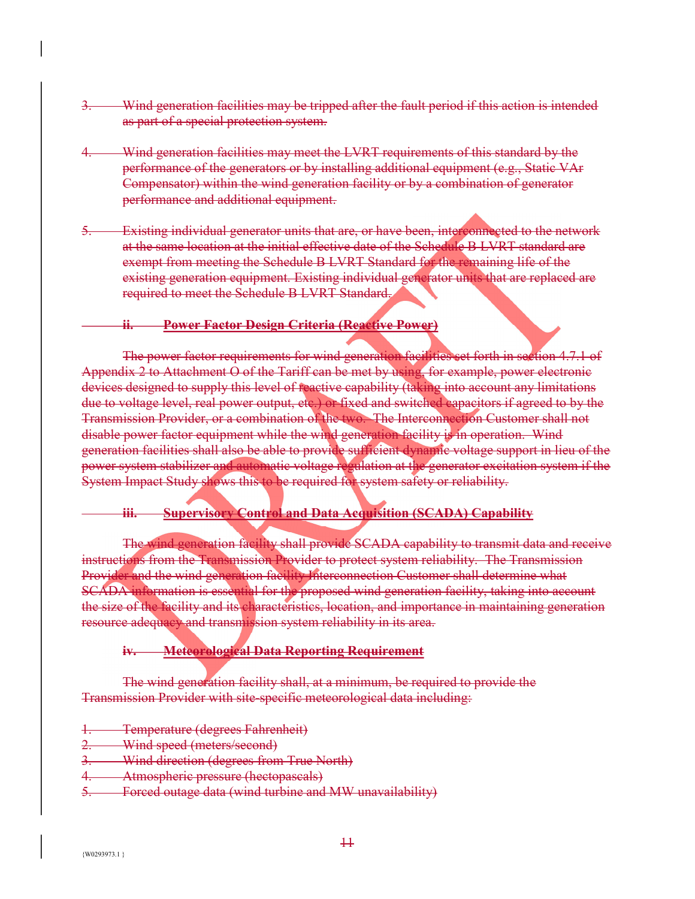3. Wind generation facilities may be tripped after the fault period if this action is intended as part of a special protection system.

4. Wind generation facilities may meet the LVRT requirements of this standard by the performance of the generators or by installing additional equipment (e.g., Static VAr Compensator) within the wind generation facility or by a combination of generator performance and additional equipment.

5. Existing individual generator units that are, or have been, interconnected to the network at the same location at the initial effective date of the Schedule B LVRT standard are exempt from meeting the Schedule B LVRT Standard for the remaining life of the existing generation equipment. Existing individual generator units that are replaced are required to meet the Schedule B LVRT Standard.

**ii. Power Factor Design Criteria (Reactive Power)**

The power factor requirements for wind generation facilities set forth in section 4.7.1 of Appendix 2 to Attachment O of the Tariff can be met by using, for example, power electronic devices designed to supply this level of reactive capability (taking into account any limitations due to voltage level, real power output, etc.) or fixed and switched capacitors if agreed to by the Transmission Provider, or a combination of the two. The Interconnection Customer shall not disable power factor equipment while the wind generation facility is in operation. Wind generation facilities shall also be able to provide sufficient dynamic voltage support in lieu of the power system stabilizer and automatic voltage regulation at the generator excitation system if the System Impact Study shows this to be required for system safety or reliability.

**iii. Supervisory Control and Data Acquisition (SCADA) Capability**

The wind generation facility shall provide SCADA capability to transmit data and receive instructions from the Transmission Provider to protect system reliability. The Transmission Provider and the wind generation facility Interconnection Customer shall determine what SCADA information is essential for the proposed wind generation facility, taking into account the size of the facility and its characteristics, location, and importance in maintaining generation resource adequacy and transmission system reliability in its area.

**iv. Meteorological Data Reporting Requirement**

The wind generation facility shall, at a minimum, be required to provide the Transmission Provider with site-specific meteorological data including:

1. Temperature (degrees Fahrenheit)
2. Wind speed (meters/second)
3. Wind direction (degrees from True North)
4. Atmospheric pressure (hectopascals)
5. Forced outage data (wind turbine and MW unavailability)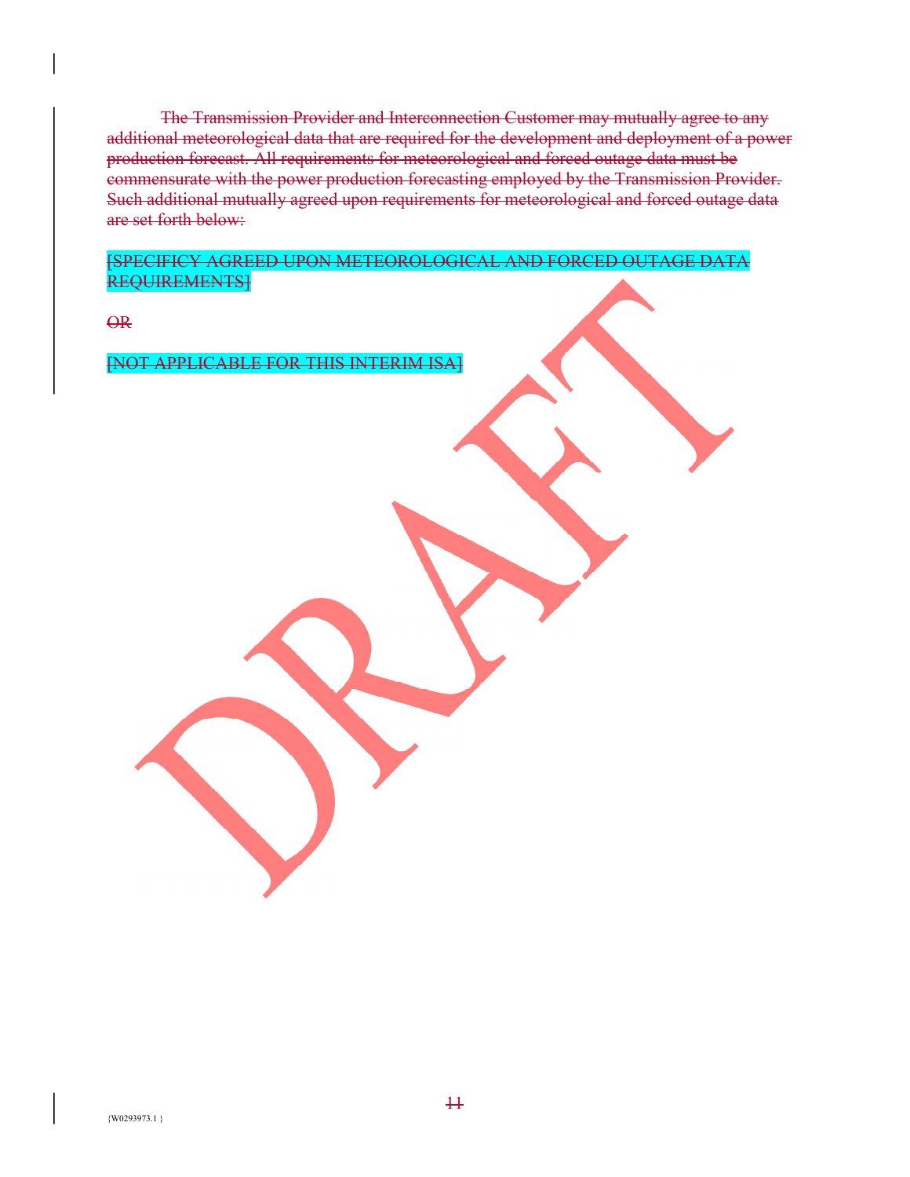The Transmission Provider and Interconnection Customer may mutually agree to any additional meteorological data that are required for the development and deployment of a power production forecast. All requirements for meteorological and forced outage data must be commensurate with the power production forecasting employed by the Transmission Provider. Such additional mutually agreed upon requirements for meteorological and forced outage data are set forth below:

[SPECIFICY AGREED UPON METEOROLOGICAL AND FORCED OUTAGE DATA REQUIREMENTS]

OR

[NOT APPLICABLE FOR THIS INTERIM ISA]

{W0293973.1 }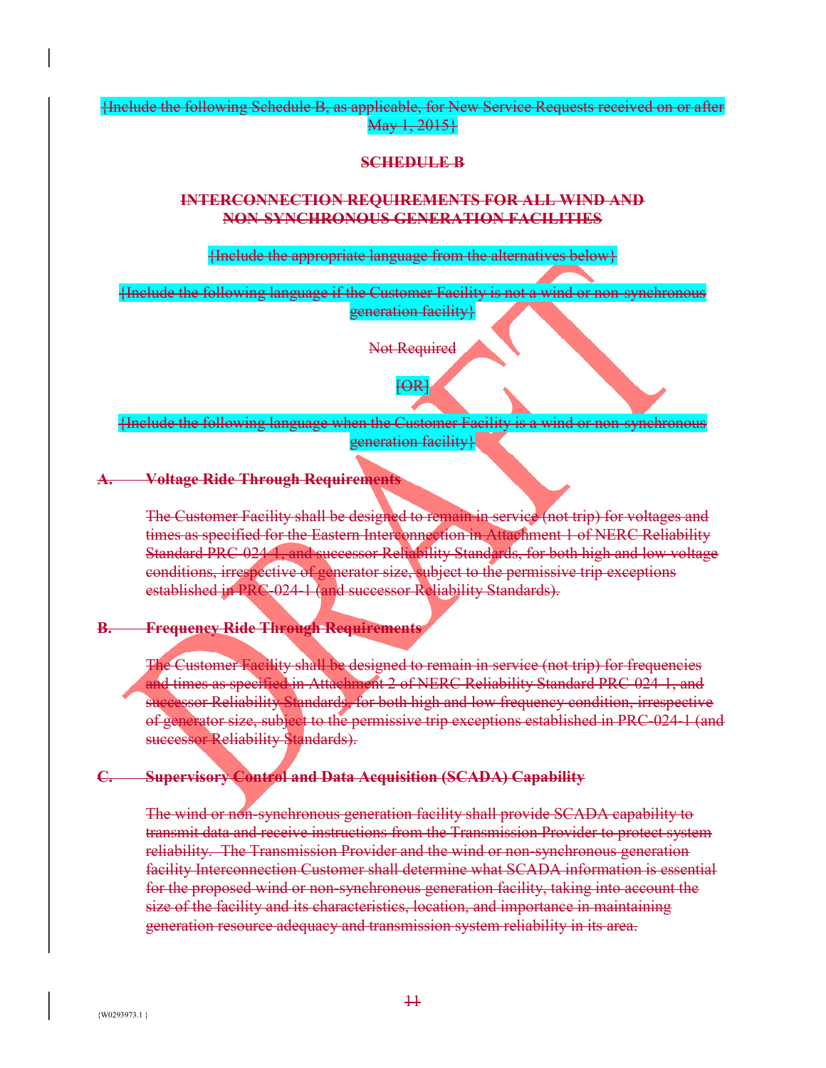{Include the following Schedule B, as applicable, for New Service Requests received on or after May 1, 2015}

**SCHEDULE B**

**INTERCONNECTION REQUIREMENTS FOR ALL WIND AND NON-SYNCHRONOUS GENERATION FACILITIES**

{Include the appropriate language from the alternatives below}

{Include the following language if the Customer Facility is not a wind or non-synchronous generation facility}

Not Required

[OR]

{Include the following language when the Customer Facility is a wind or non-synchronous generation facility}

**A. Voltage Ride Through Requirements**

The Customer Facility shall be designed to remain in service (not trip) for voltages and times as specified for the Eastern Interconnection in Attachment 1 of NERC Reliability Standard PRC-024-1, and successor Reliability Standards, for both high and low voltage conditions, irrespective of generator size, subject to the permissive trip exceptions established in PRC-024-1 (and successor Reliability Standards).

**B. Frequency Ride Through Requirements**

The Customer Facility shall be designed to remain in service (not trip) for frequencies and times as specified in Attachment 2 of NERC Reliability Standard PRC-024-1, and successor Reliability Standards, for both high and low frequency condition, irrespective of generator size, subject to the permissive trip exceptions established in PRC-024-1 (and successor Reliability Standards).

**C. Supervisory Control and Data Acquisition (SCADA) Capability**

The wind or non-synchronous generation facility shall provide SCADA capability to transmit data and receive instructions from the Transmission Provider to protect system reliability. The Transmission Provider and the wind or non-synchronous generation facility Interconnection Customer shall determine what SCADA information is essential for the proposed wind or non-synchronous generation facility, taking into account the size of the facility and its characteristics, location, and importance in maintaining generation resource adequacy and transmission system reliability in its area.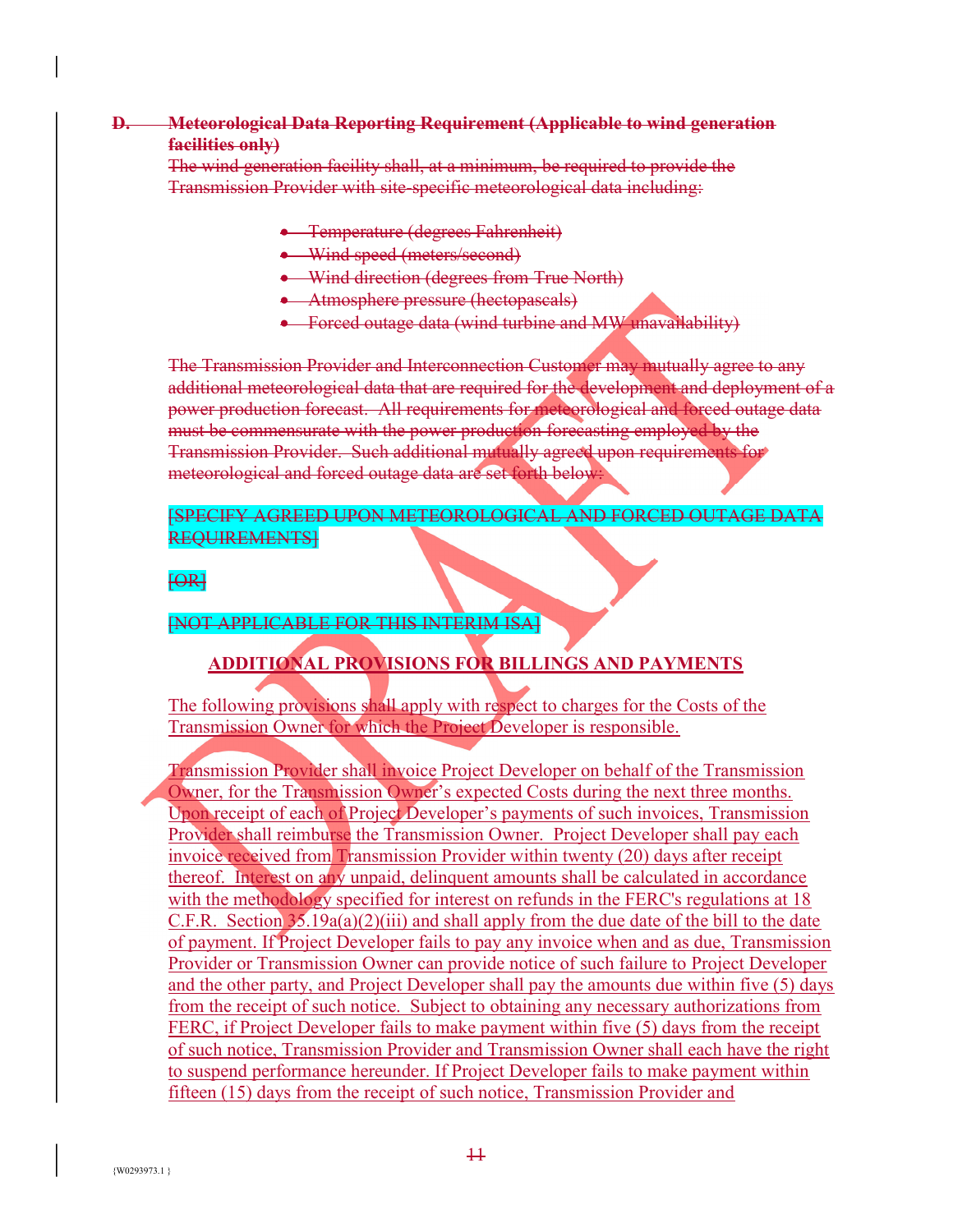**D. Meteorological Data Reporting Requirement (Applicable to wind generation facilities only)**

The wind generation facility shall, at a minimum, be required to provide the Transmission Provider with site-specific meteorological data including:

- Temperature (degrees Fahrenheit)
- Wind speed (meters/second)
- Wind direction (degrees from True North)
- Atmosphere pressure (hectopascals)
- Forced outage data (wind turbine and MW unavailability)

The Transmission Provider and Interconnection Customer may mutually agree to any additional meteorological data that are required for the development and deployment of a power production forecast. All requirements for meteorological and forced outage data must be commensurate with the power production forecasting employed by the Transmission Provider. Such additional mutually agreed upon requirements for meteorological and forced outage data are set forth below:

[SPECIFY AGREED UPON METEOROLOGICAL AND FORCED OUTAGE DATA REQUIREMENTS]

[OR]

[NOT APPLICABLE FOR THIS INTERIM ISA]

## ADDITIONAL PROVISIONS FOR BILLINGS AND PAYMENTS

The following provisions shall apply with respect to charges for the Costs of the Transmission Owner for which the Project Developer is responsible.

Transmission Provider shall invoice Project Developer on behalf of the Transmission Owner, for the Transmission Owner's expected Costs during the next three months. Upon receipt of each of Project Developer's payments of such invoices, Transmission Provider shall reimburse the Transmission Owner. Project Developer shall pay each invoice received from Transmission Provider within twenty (20) days after receipt thereof. Interest on any unpaid, delinquent amounts shall be calculated in accordance with the methodology specified for interest on refunds in the FERC's regulations at 18 C.F.R. Section 35.19a(a)(2)(iii) and shall apply from the due date of the bill to the date of payment. If Project Developer fails to pay any invoice when and as due, Transmission Provider or Transmission Owner can provide notice of such failure to Project Developer and the other party, and Project Developer shall pay the amounts due within five (5) days from the receipt of such notice. Subject to obtaining any necessary authorizations from FERC, if Project Developer fails to make payment within five (5) days from the receipt of such notice, Transmission Provider and Transmission Owner shall each have the right to suspend performance hereunder. If Project Developer fails to make payment within fifteen (15) days from the receipt of such notice, Transmission Provider and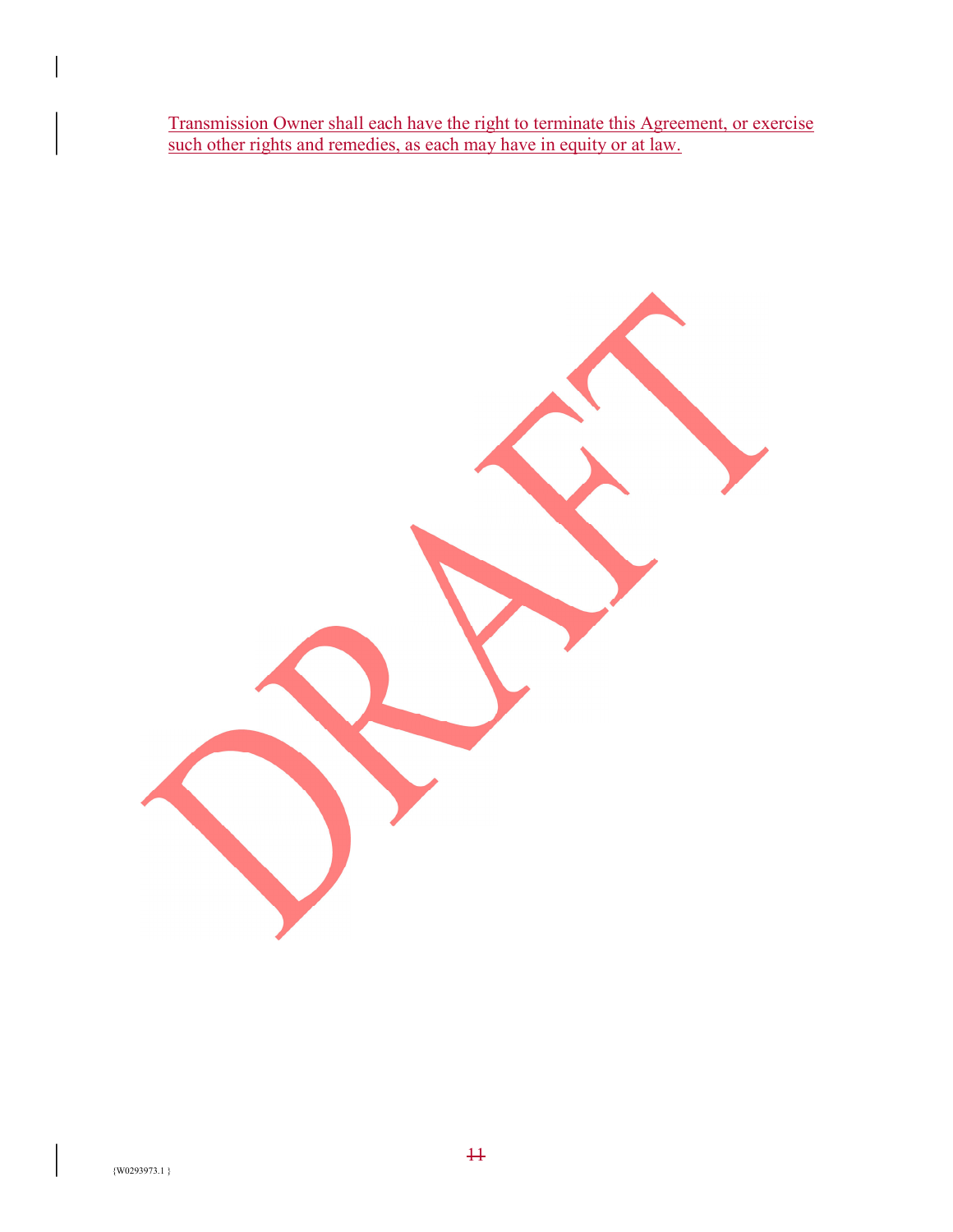Transmission Owner shall each have the right to terminate this Agreement, or exercise such other rights and remedies, as each may have in equity or at law.